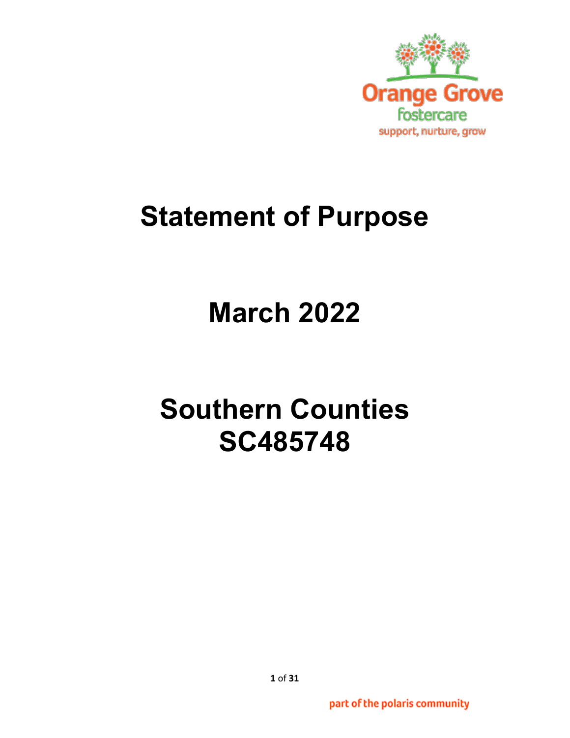Orange Grove
fostercare
support, nurture, grow

# Statement of Purpose

# March 2022

# Southern Counties
# SC485748

part of the polaris community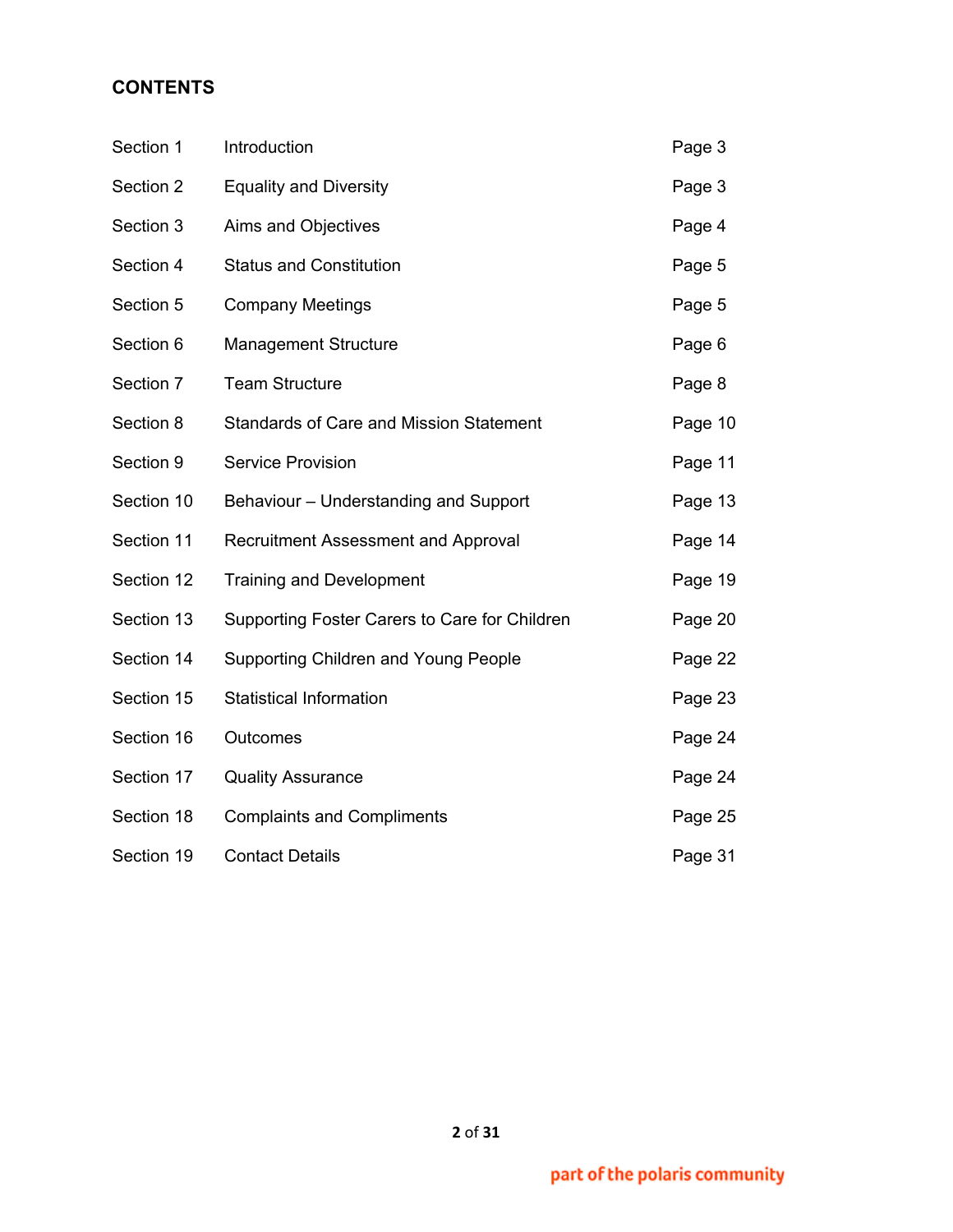## CONTENTS

| | | |
|---|---|---|
| Section 1 | Introduction | Page 3 |
| Section 2 | Equality and Diversity | Page 3 |
| Section 3 | Aims and Objectives | Page 4 |
| Section 4 | Status and Constitution | Page 5 |
| Section 5 | Company Meetings | Page 5 |
| Section 6 | Management Structure | Page 6 |
| Section 7 | Team Structure | Page 8 |
| Section 8 | Standards of Care and Mission Statement | Page 10 |
| Section 9 | Service Provision | Page 11 |
| Section 10 | Behaviour – Understanding and Support | Page 13 |
| Section 11 | Recruitment Assessment and Approval | Page 14 |
| Section 12 | Training and Development | Page 19 |
| Section 13 | Supporting Foster Carers to Care for Children | Page 20 |
| Section 14 | Supporting Children and Young People | Page 22 |
| Section 15 | Statistical Information | Page 23 |
| Section 16 | Outcomes | Page 24 |
| Section 17 | Quality Assurance | Page 24 |
| Section 18 | Complaints and Compliments | Page 25 |
| Section 19 | Contact Details | Page 31 |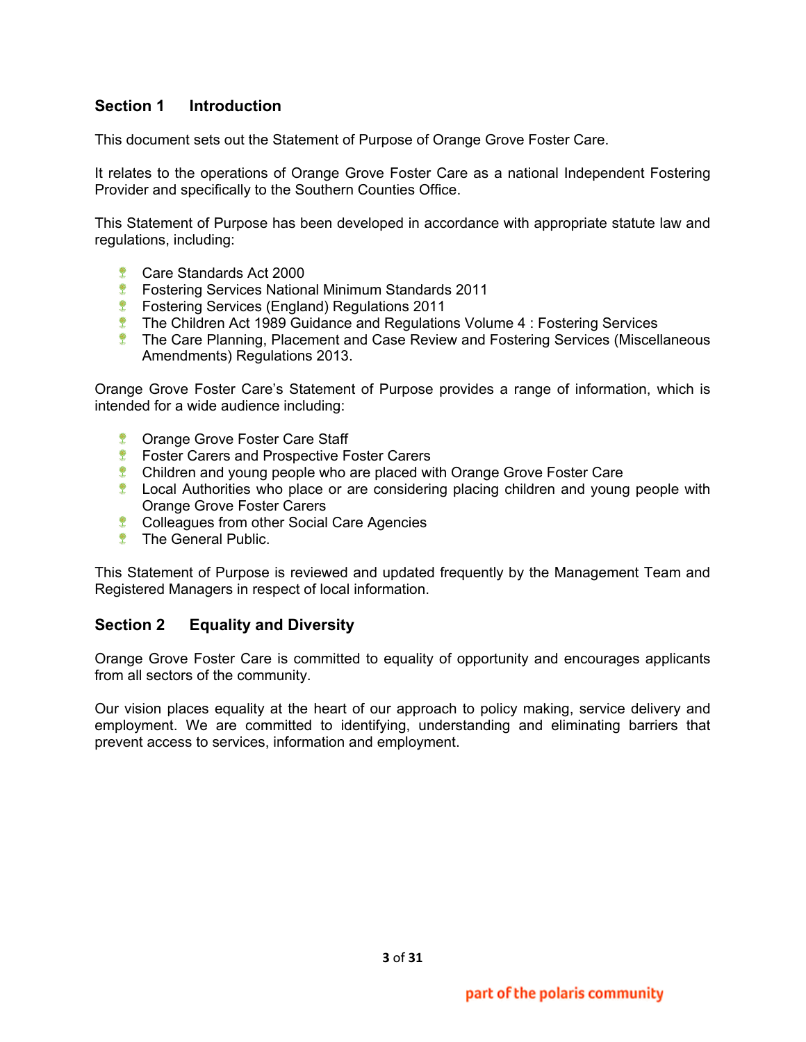## Section 1 Introduction

This document sets out the Statement of Purpose of Orange Grove Foster Care.

It relates to the operations of Orange Grove Foster Care as a national Independent Fostering Provider and specifically to the Southern Counties Office.

This Statement of Purpose has been developed in accordance with appropriate statute law and regulations, including:

- Care Standards Act 2000
- Fostering Services National Minimum Standards 2011
- Fostering Services (England) Regulations 2011
- The Children Act 1989 Guidance and Regulations Volume 4 : Fostering Services
- The Care Planning, Placement and Case Review and Fostering Services (Miscellaneous Amendments) Regulations 2013.

Orange Grove Foster Care's Statement of Purpose provides a range of information, which is intended for a wide audience including:

- Orange Grove Foster Care Staff
- Foster Carers and Prospective Foster Carers
- Children and young people who are placed with Orange Grove Foster Care
- Local Authorities who place or are considering placing children and young people with Orange Grove Foster Carers
- Colleagues from other Social Care Agencies
- The General Public.

This Statement of Purpose is reviewed and updated frequently by the Management Team and Registered Managers in respect of local information.

## Section 2 Equality and Diversity

Orange Grove Foster Care is committed to equality of opportunity and encourages applicants from all sectors of the community.

Our vision places equality at the heart of our approach to policy making, service delivery and employment. We are committed to identifying, understanding and eliminating barriers that prevent access to services, information and employment.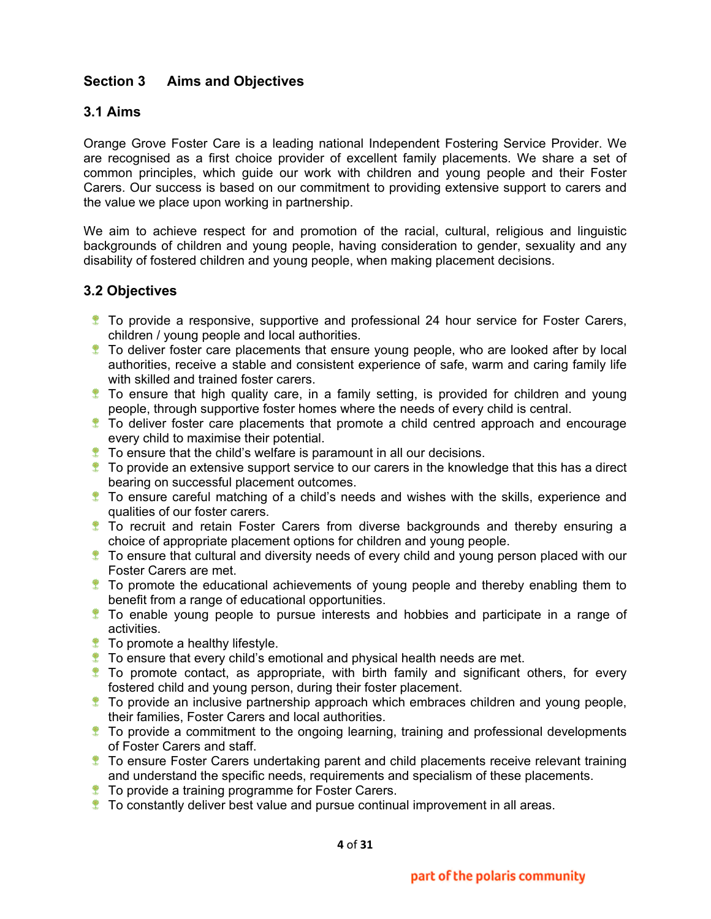## Section 3 Aims and Objectives

### 3.1 Aims

Orange Grove Foster Care is a leading national Independent Fostering Service Provider. We are recognised as a first choice provider of excellent family placements. We share a set of common principles, which guide our work with children and young people and their Foster Carers. Our success is based on our commitment to providing extensive support to carers and the value we place upon working in partnership.

We aim to achieve respect for and promotion of the racial, cultural, religious and linguistic backgrounds of children and young people, having consideration to gender, sexuality and any disability of fostered children and young people, when making placement decisions.

### 3.2 Objectives

- To provide a responsive, supportive and professional 24 hour service for Foster Carers, children / young people and local authorities.
- To deliver foster care placements that ensure young people, who are looked after by local authorities, receive a stable and consistent experience of safe, warm and caring family life with skilled and trained foster carers.
- To ensure that high quality care, in a family setting, is provided for children and young people, through supportive foster homes where the needs of every child is central.
- To deliver foster care placements that promote a child centred approach and encourage every child to maximise their potential.
- To ensure that the child's welfare is paramount in all our decisions.
- To provide an extensive support service to our carers in the knowledge that this has a direct bearing on successful placement outcomes.
- To ensure careful matching of a child's needs and wishes with the skills, experience and qualities of our foster carers.
- To recruit and retain Foster Carers from diverse backgrounds and thereby ensuring a choice of appropriate placement options for children and young people.
- To ensure that cultural and diversity needs of every child and young person placed with our Foster Carers are met.
- To promote the educational achievements of young people and thereby enabling them to benefit from a range of educational opportunities.
- To enable young people to pursue interests and hobbies and participate in a range of activities.
- To promote a healthy lifestyle.
- To ensure that every child's emotional and physical health needs are met.
- To promote contact, as appropriate, with birth family and significant others, for every fostered child and young person, during their foster placement.
- To provide an inclusive partnership approach which embraces children and young people, their families, Foster Carers and local authorities.
- To provide a commitment to the ongoing learning, training and professional developments of Foster Carers and staff.
- To ensure Foster Carers undertaking parent and child placements receive relevant training and understand the specific needs, requirements and specialism of these placements.
- To provide a training programme for Foster Carers.
- To constantly deliver best value and pursue continual improvement in all areas.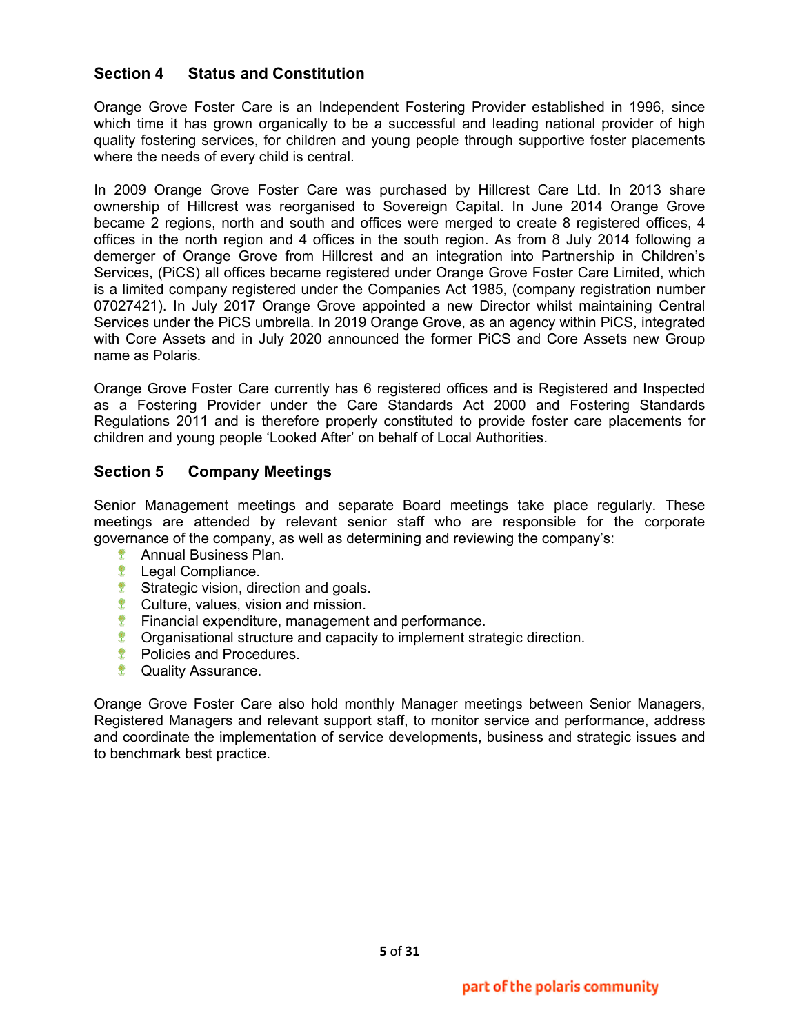## Section 4 Status and Constitution

Orange Grove Foster Care is an Independent Fostering Provider established in 1996, since which time it has grown organically to be a successful and leading national provider of high quality fostering services, for children and young people through supportive foster placements where the needs of every child is central.

In 2009 Orange Grove Foster Care was purchased by Hillcrest Care Ltd. In 2013 share ownership of Hillcrest was reorganised to Sovereign Capital. In June 2014 Orange Grove became 2 regions, north and south and offices were merged to create 8 registered offices, 4 offices in the north region and 4 offices in the south region. As from 8 July 2014 following a demerger of Orange Grove from Hillcrest and an integration into Partnership in Children's Services, (PiCS) all offices became registered under Orange Grove Foster Care Limited, which is a limited company registered under the Companies Act 1985, (company registration number 07027421). In July 2017 Orange Grove appointed a new Director whilst maintaining Central Services under the PiCS umbrella. In 2019 Orange Grove, as an agency within PiCS, integrated with Core Assets and in July 2020 announced the former PiCS and Core Assets new Group name as Polaris.

Orange Grove Foster Care currently has 6 registered offices and is Registered and Inspected as a Fostering Provider under the Care Standards Act 2000 and Fostering Standards Regulations 2011 and is therefore properly constituted to provide foster care placements for children and young people 'Looked After' on behalf of Local Authorities.

## Section 5 Company Meetings

Senior Management meetings and separate Board meetings take place regularly. These meetings are attended by relevant senior staff who are responsible for the corporate governance of the company, as well as determining and reviewing the company's:

- Annual Business Plan.
- Legal Compliance.
- Strategic vision, direction and goals.
- Culture, values, vision and mission.
- Financial expenditure, management and performance.
- Organisational structure and capacity to implement strategic direction.
- Policies and Procedures.
- Quality Assurance.

Orange Grove Foster Care also hold monthly Manager meetings between Senior Managers, Registered Managers and relevant support staff, to monitor service and performance, address and coordinate the implementation of service developments, business and strategic issues and to benchmark best practice.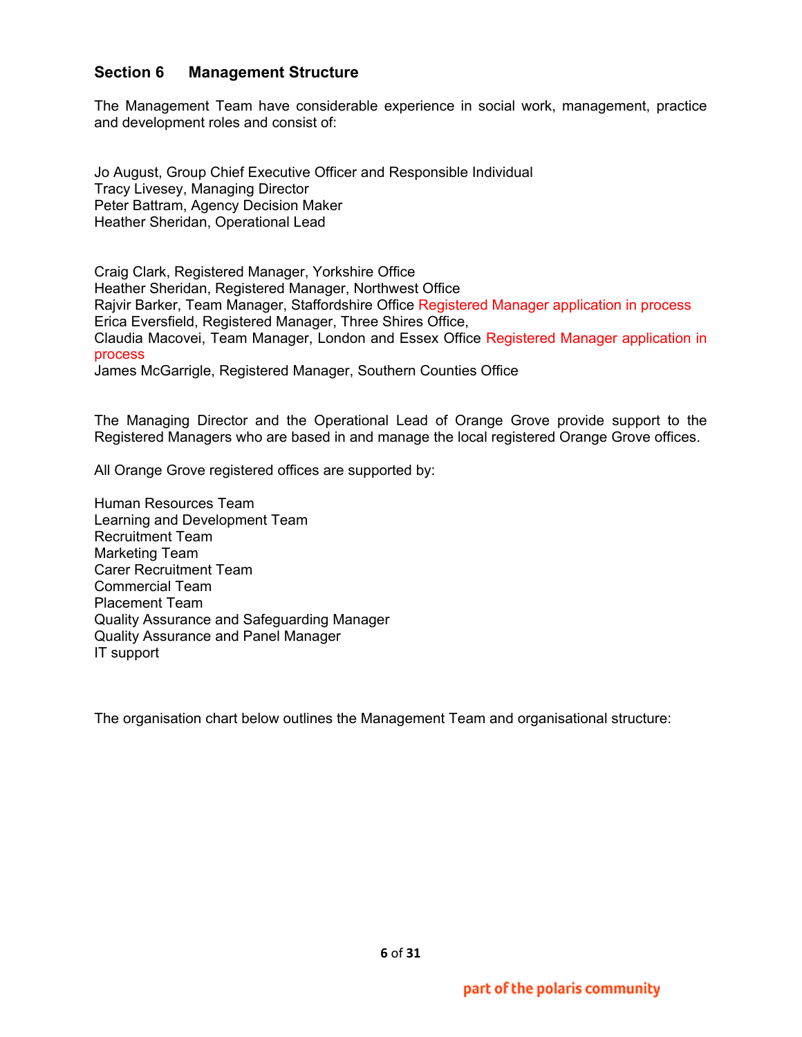## Section 6 Management Structure

The Management Team have considerable experience in social work, management, practice and development roles and consist of:

Jo August, Group Chief Executive Officer and Responsible Individual
Tracy Livesey, Managing Director
Peter Battram, Agency Decision Maker
Heather Sheridan, Operational Lead

Craig Clark, Registered Manager, Yorkshire Office
Heather Sheridan, Registered Manager, Northwest Office
Rajvir Barker, Team Manager, Staffordshire Office Registered Manager application in process
Erica Eversfield, Registered Manager, Three Shires Office,
Claudia Macovei, Team Manager, London and Essex Office Registered Manager application in process
James McGarrigle, Registered Manager, Southern Counties Office

The Managing Director and the Operational Lead of Orange Grove provide support to the Registered Managers who are based in and manage the local registered Orange Grove offices.

All Orange Grove registered offices are supported by:

Human Resources Team
Learning and Development Team
Recruitment Team
Marketing Team
Carer Recruitment Team
Commercial Team
Placement Team
Quality Assurance and Safeguarding Manager
Quality Assurance and Panel Manager
IT support

The organisation chart below outlines the Management Team and organisational structure: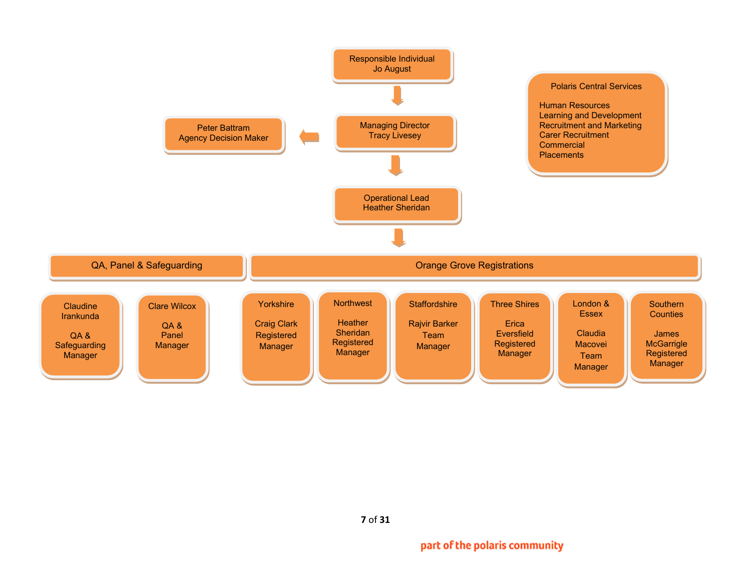Responsible Individual
Jo August

Managing Director
Tracy Livesey

Peter Battram
Agency Decision Maker

Polaris Central Services

- Human Resources
- Learning and Development
- Recruitment and Marketing
- Carer Recruitment
- Commercial
- Placements

Operational Lead
Heather Sheridan

**QA, Panel & Safeguarding**

- Claudine Irankunda – QA & Safeguarding Manager
- Clare Wilcox – QA & Panel Manager

**Orange Grove Registrations**

- Yorkshire – Craig Clark, Registered Manager
- Northwest – Heather Sheridan, Registered Manager
- Staffordshire – Rajvir Barker, Team Manager
- Three Shires – Erica Eversfield, Registered Manager
- London & Essex – Claudia Macovei, Team Manager
- Southern Counties – James McGarrigle, Registered Manager

part of the polaris community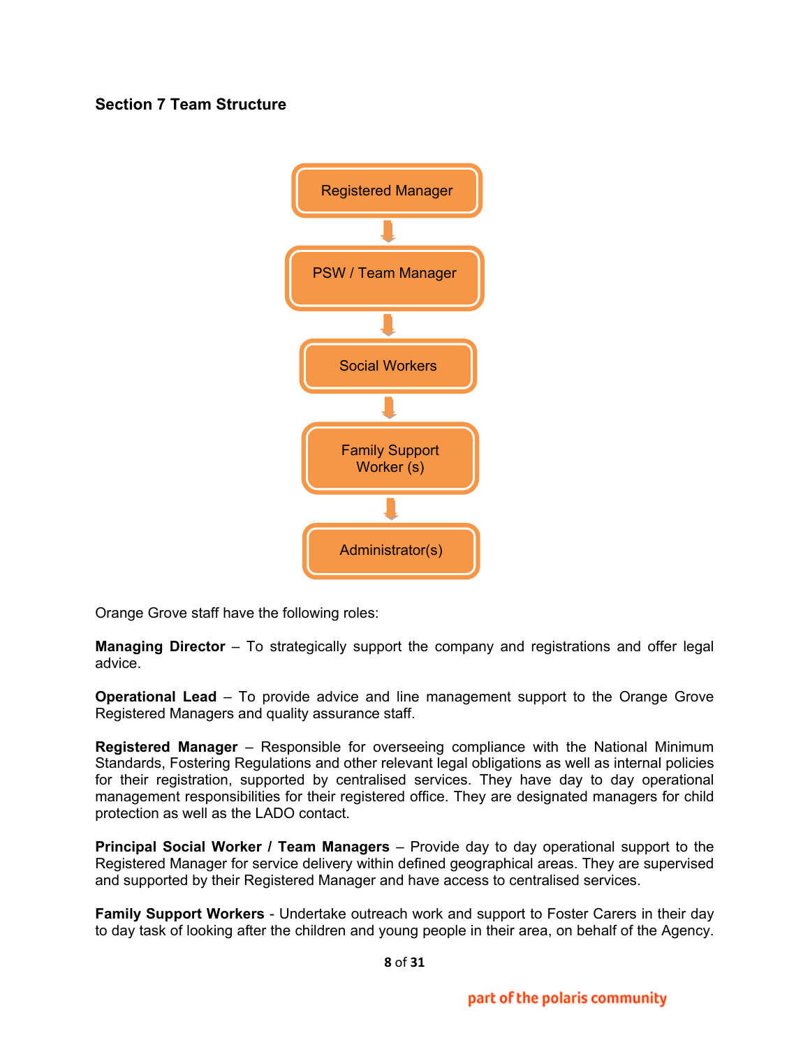## Section 7 Team Structure

Registered Manager

↓

PSW / Team Manager

↓

Social Workers

↓

Family Support Worker (s)

↓

Administrator(s)

Orange Grove staff have the following roles:

**Managing Director** – To strategically support the company and registrations and offer legal advice.

**Operational Lead** – To provide advice and line management support to the Orange Grove Registered Managers and quality assurance staff.

**Registered Manager** – Responsible for overseeing compliance with the National Minimum Standards, Fostering Regulations and other relevant legal obligations as well as internal policies for their registration, supported by centralised services. They have day to day operational management responsibilities for their registered office. They are designated managers for child protection as well as the LADO contact.

**Principal Social Worker / Team Managers** – Provide day to day operational support to the Registered Manager for service delivery within defined geographical areas. They are supervised and supported by their Registered Manager and have access to centralised services.

**Family Support Workers** - Undertake outreach work and support to Foster Carers in their day to day task of looking after the children and young people in their area, on behalf of the Agency.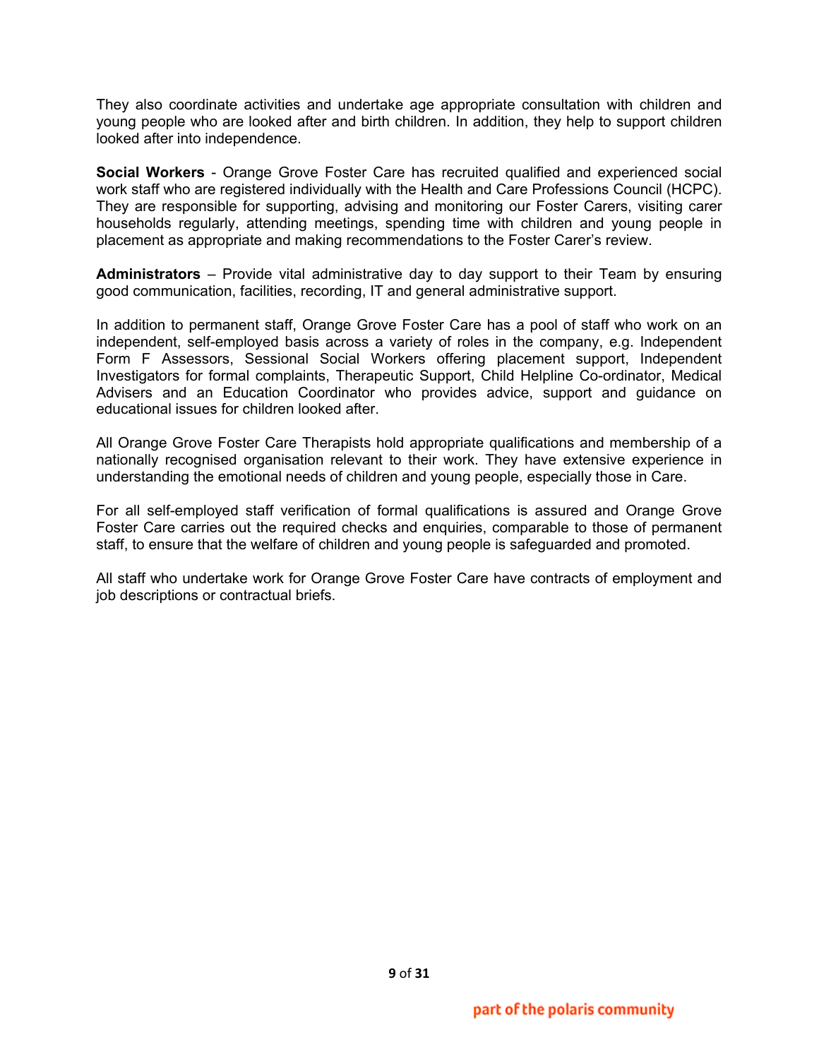They also coordinate activities and undertake age appropriate consultation with children and young people who are looked after and birth children. In addition, they help to support children looked after into independence.

**Social Workers** - Orange Grove Foster Care has recruited qualified and experienced social work staff who are registered individually with the Health and Care Professions Council (HCPC). They are responsible for supporting, advising and monitoring our Foster Carers, visiting carer households regularly, attending meetings, spending time with children and young people in placement as appropriate and making recommendations to the Foster Carer's review.

**Administrators** – Provide vital administrative day to day support to their Team by ensuring good communication, facilities, recording, IT and general administrative support.

In addition to permanent staff, Orange Grove Foster Care has a pool of staff who work on an independent, self-employed basis across a variety of roles in the company, e.g. Independent Form F Assessors, Sessional Social Workers offering placement support, Independent Investigators for formal complaints, Therapeutic Support, Child Helpline Co-ordinator, Medical Advisers and an Education Coordinator who provides advice, support and guidance on educational issues for children looked after.

All Orange Grove Foster Care Therapists hold appropriate qualifications and membership of a nationally recognised organisation relevant to their work. They have extensive experience in understanding the emotional needs of children and young people, especially those in Care.

For all self-employed staff verification of formal qualifications is assured and Orange Grove Foster Care carries out the required checks and enquiries, comparable to those of permanent staff, to ensure that the welfare of children and young people is safeguarded and promoted.

All staff who undertake work for Orange Grove Foster Care have contracts of employment and job descriptions or contractual briefs.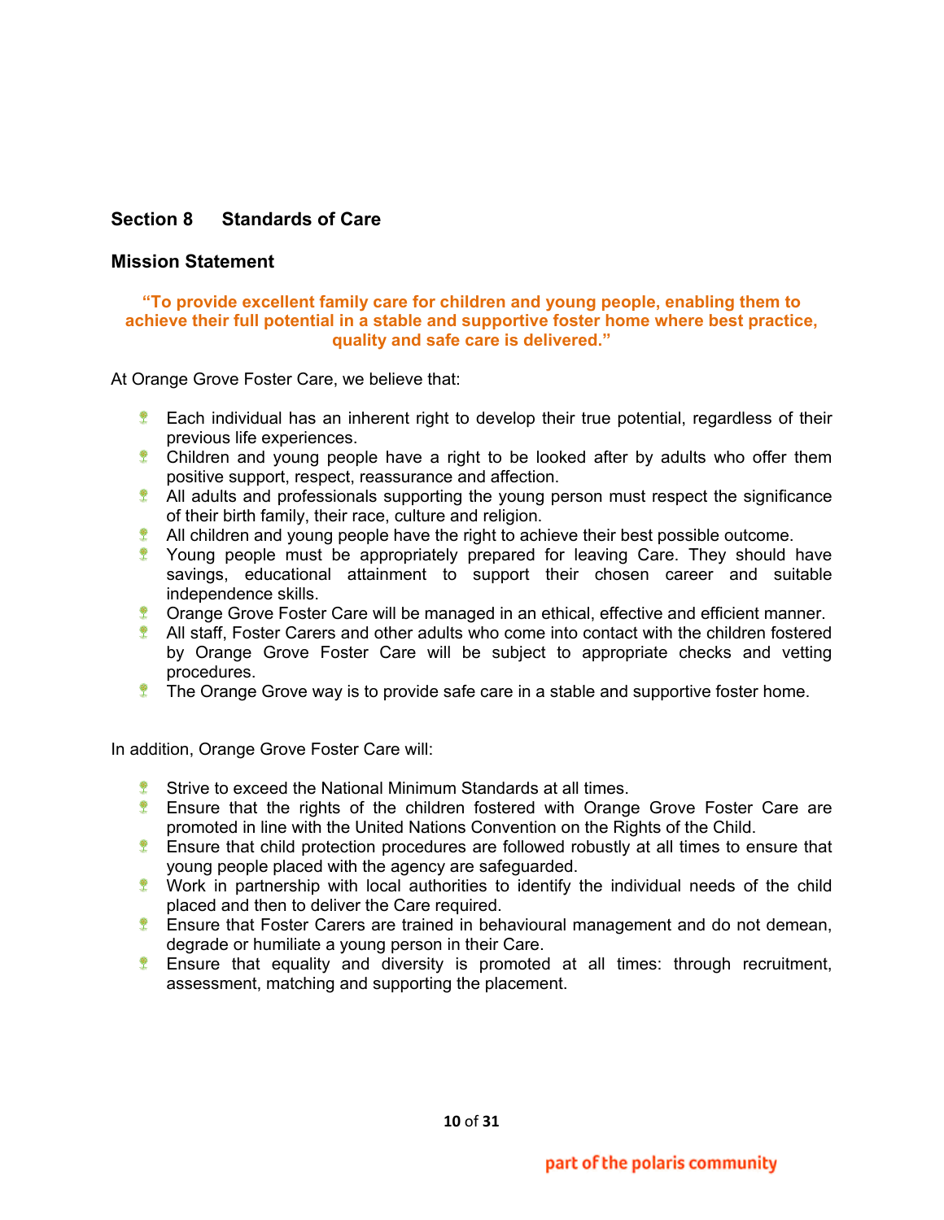## Section 8 Standards of Care

### Mission Statement

**"To provide excellent family care for children and young people, enabling them to achieve their full potential in a stable and supportive foster home where best practice, quality and safe care is delivered."**

At Orange Grove Foster Care, we believe that:

- Each individual has an inherent right to develop their true potential, regardless of their previous life experiences.
- Children and young people have a right to be looked after by adults who offer them positive support, respect, reassurance and affection.
- All adults and professionals supporting the young person must respect the significance of their birth family, their race, culture and religion.
- All children and young people have the right to achieve their best possible outcome.
- Young people must be appropriately prepared for leaving Care. They should have savings, educational attainment to support their chosen career and suitable independence skills.
- Orange Grove Foster Care will be managed in an ethical, effective and efficient manner.
- All staff, Foster Carers and other adults who come into contact with the children fostered by Orange Grove Foster Care will be subject to appropriate checks and vetting procedures.
- The Orange Grove way is to provide safe care in a stable and supportive foster home.

In addition, Orange Grove Foster Care will:

- Strive to exceed the National Minimum Standards at all times.
- Ensure that the rights of the children fostered with Orange Grove Foster Care are promoted in line with the United Nations Convention on the Rights of the Child.
- Ensure that child protection procedures are followed robustly at all times to ensure that young people placed with the agency are safeguarded.
- Work in partnership with local authorities to identify the individual needs of the child placed and then to deliver the Care required.
- Ensure that Foster Carers are trained in behavioural management and do not demean, degrade or humiliate a young person in their Care.
- Ensure that equality and diversity is promoted at all times: through recruitment, assessment, matching and supporting the placement.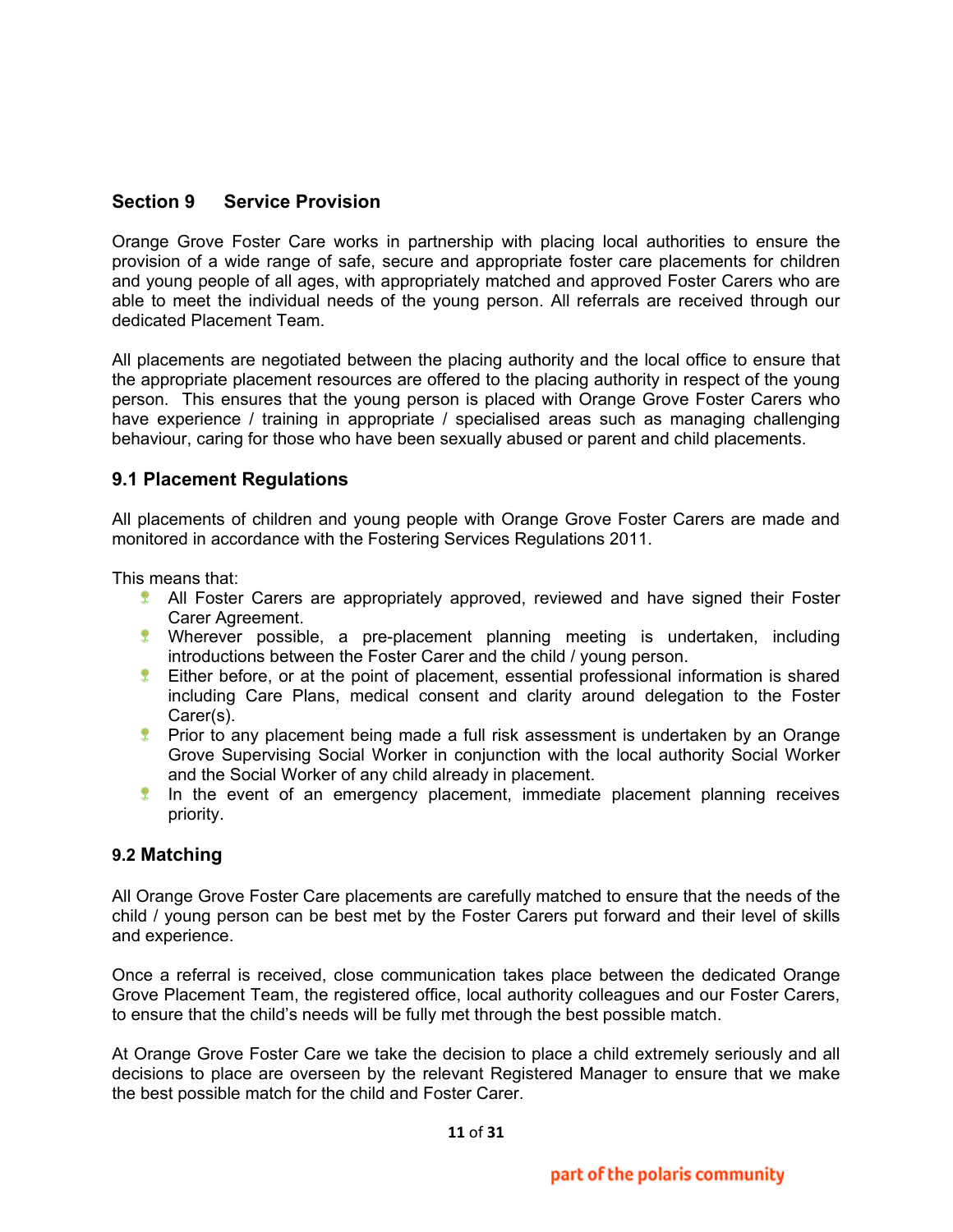## Section 9 Service Provision

Orange Grove Foster Care works in partnership with placing local authorities to ensure the provision of a wide range of safe, secure and appropriate foster care placements for children and young people of all ages, with appropriately matched and approved Foster Carers who are able to meet the individual needs of the young person. All referrals are received through our dedicated Placement Team.

All placements are negotiated between the placing authority and the local office to ensure that the appropriate placement resources are offered to the placing authority in respect of the young person. This ensures that the young person is placed with Orange Grove Foster Carers who have experience / training in appropriate / specialised areas such as managing challenging behaviour, caring for those who have been sexually abused or parent and child placements.

### 9.1 Placement Regulations

All placements of children and young people with Orange Grove Foster Carers are made and monitored in accordance with the Fostering Services Regulations 2011.

This means that:

- All Foster Carers are appropriately approved, reviewed and have signed their Foster Carer Agreement.
- Wherever possible, a pre-placement planning meeting is undertaken, including introductions between the Foster Carer and the child / young person.
- Either before, or at the point of placement, essential professional information is shared including Care Plans, medical consent and clarity around delegation to the Foster Carer(s).
- Prior to any placement being made a full risk assessment is undertaken by an Orange Grove Supervising Social Worker in conjunction with the local authority Social Worker and the Social Worker of any child already in placement.
- In the event of an emergency placement, immediate placement planning receives priority.

### 9.2 Matching

All Orange Grove Foster Care placements are carefully matched to ensure that the needs of the child / young person can be best met by the Foster Carers put forward and their level of skills and experience.

Once a referral is received, close communication takes place between the dedicated Orange Grove Placement Team, the registered office, local authority colleagues and our Foster Carers, to ensure that the child's needs will be fully met through the best possible match.

At Orange Grove Foster Care we take the decision to place a child extremely seriously and all decisions to place are overseen by the relevant Registered Manager to ensure that we make the best possible match for the child and Foster Carer.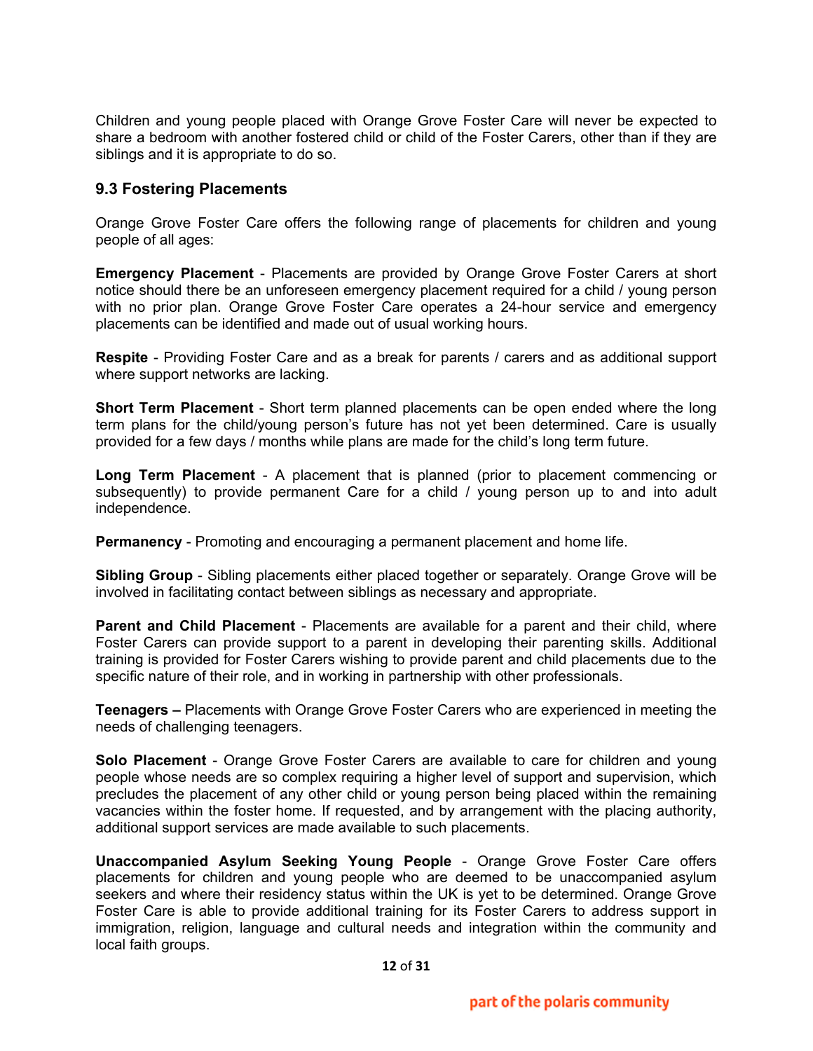Children and young people placed with Orange Grove Foster Care will never be expected to share a bedroom with another fostered child or child of the Foster Carers, other than if they are siblings and it is appropriate to do so.

### 9.3 Fostering Placements

Orange Grove Foster Care offers the following range of placements for children and young people of all ages:

**Emergency Placement** - Placements are provided by Orange Grove Foster Carers at short notice should there be an unforeseen emergency placement required for a child / young person with no prior plan. Orange Grove Foster Care operates a 24-hour service and emergency placements can be identified and made out of usual working hours.

**Respite** - Providing Foster Care and as a break for parents / carers and as additional support where support networks are lacking.

**Short Term Placement** - Short term planned placements can be open ended where the long term plans for the child/young person's future has not yet been determined. Care is usually provided for a few days / months while plans are made for the child's long term future.

**Long Term Placement** - A placement that is planned (prior to placement commencing or subsequently) to provide permanent Care for a child / young person up to and into adult independence.

**Permanency** - Promoting and encouraging a permanent placement and home life.

**Sibling Group** - Sibling placements either placed together or separately. Orange Grove will be involved in facilitating contact between siblings as necessary and appropriate.

**Parent and Child Placement** - Placements are available for a parent and their child, where Foster Carers can provide support to a parent in developing their parenting skills. Additional training is provided for Foster Carers wishing to provide parent and child placements due to the specific nature of their role, and in working in partnership with other professionals.

**Teenagers –** Placements with Orange Grove Foster Carers who are experienced in meeting the needs of challenging teenagers.

**Solo Placement** - Orange Grove Foster Carers are available to care for children and young people whose needs are so complex requiring a higher level of support and supervision, which precludes the placement of any other child or young person being placed within the remaining vacancies within the foster home. If requested, and by arrangement with the placing authority, additional support services are made available to such placements.

**Unaccompanied Asylum Seeking Young People** - Orange Grove Foster Care offers placements for children and young people who are deemed to be unaccompanied asylum seekers and where their residency status within the UK is yet to be determined. Orange Grove Foster Care is able to provide additional training for its Foster Carers to address support in immigration, religion, language and cultural needs and integration within the community and local faith groups.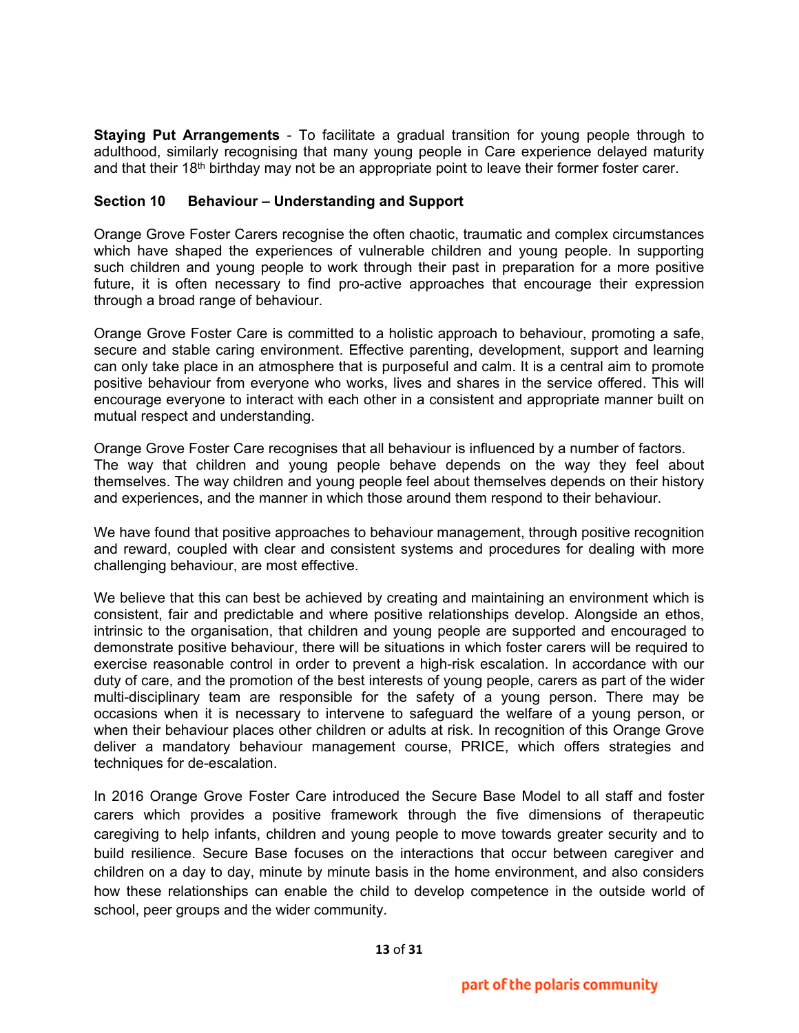**Staying Put Arrangements** - To facilitate a gradual transition for young people through to adulthood, similarly recognising that many young people in Care experience delayed maturity and that their 18th birthday may not be an appropriate point to leave their former foster carer.

## Section 10 Behaviour – Understanding and Support

Orange Grove Foster Carers recognise the often chaotic, traumatic and complex circumstances which have shaped the experiences of vulnerable children and young people. In supporting such children and young people to work through their past in preparation for a more positive future, it is often necessary to find pro-active approaches that encourage their expression through a broad range of behaviour.

Orange Grove Foster Care is committed to a holistic approach to behaviour, promoting a safe, secure and stable caring environment. Effective parenting, development, support and learning can only take place in an atmosphere that is purposeful and calm. It is a central aim to promote positive behaviour from everyone who works, lives and shares in the service offered. This will encourage everyone to interact with each other in a consistent and appropriate manner built on mutual respect and understanding.

Orange Grove Foster Care recognises that all behaviour is influenced by a number of factors. The way that children and young people behave depends on the way they feel about themselves. The way children and young people feel about themselves depends on their history and experiences, and the manner in which those around them respond to their behaviour.

We have found that positive approaches to behaviour management, through positive recognition and reward, coupled with clear and consistent systems and procedures for dealing with more challenging behaviour, are most effective.

We believe that this can best be achieved by creating and maintaining an environment which is consistent, fair and predictable and where positive relationships develop. Alongside an ethos, intrinsic to the organisation, that children and young people are supported and encouraged to demonstrate positive behaviour, there will be situations in which foster carers will be required to exercise reasonable control in order to prevent a high-risk escalation. In accordance with our duty of care, and the promotion of the best interests of young people, carers as part of the wider multi-disciplinary team are responsible for the safety of a young person. There may be occasions when it is necessary to intervene to safeguard the welfare of a young person, or when their behaviour places other children or adults at risk. In recognition of this Orange Grove deliver a mandatory behaviour management course, PRICE, which offers strategies and techniques for de-escalation.

In 2016 Orange Grove Foster Care introduced the Secure Base Model to all staff and foster carers which provides a positive framework through the five dimensions of therapeutic caregiving to help infants, children and young people to move towards greater security and to build resilience. Secure Base focuses on the interactions that occur between caregiver and children on a day to day, minute by minute basis in the home environment, and also considers how these relationships can enable the child to develop competence in the outside world of school, peer groups and the wider community.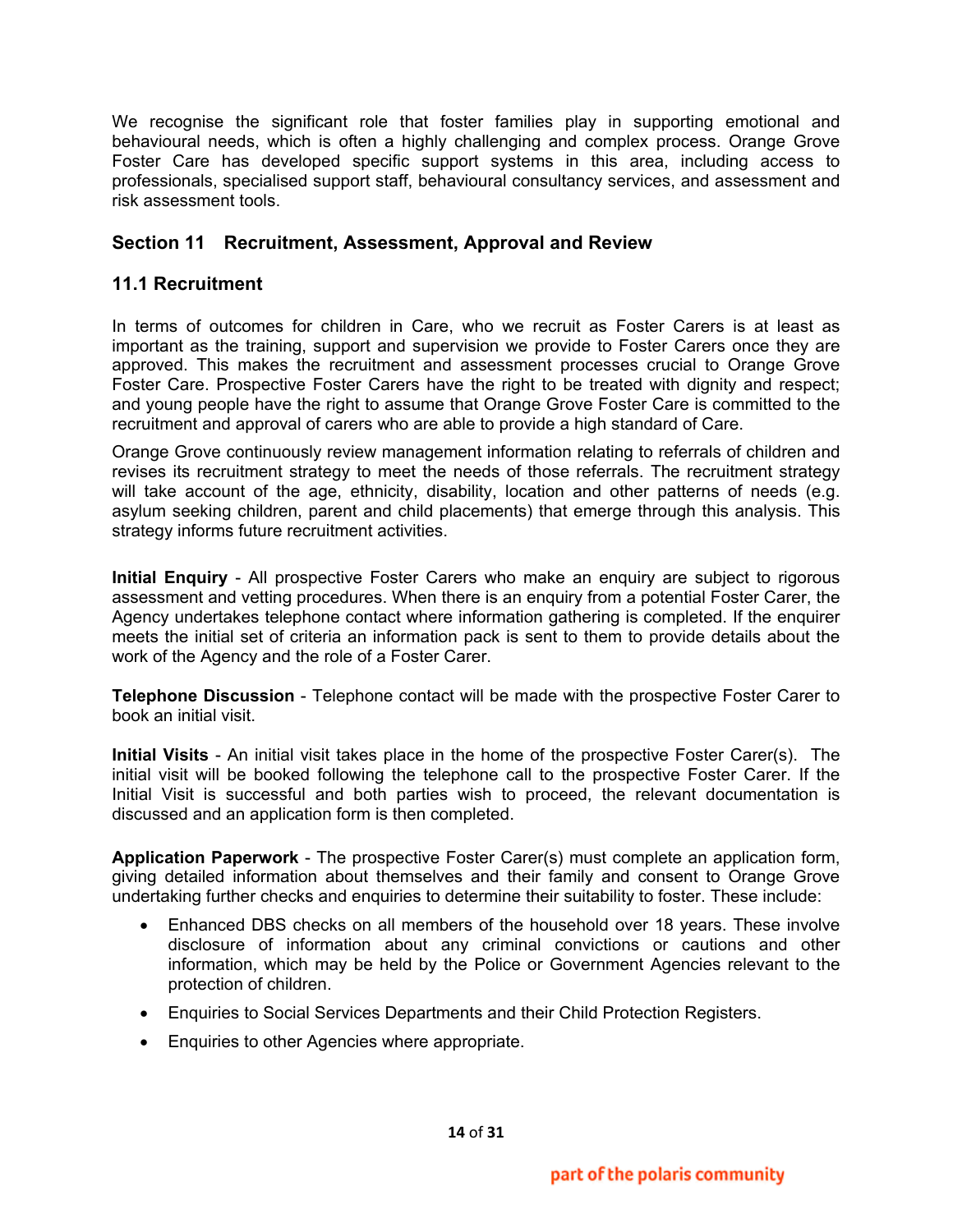We recognise the significant role that foster families play in supporting emotional and behavioural needs, which is often a highly challenging and complex process. Orange Grove Foster Care has developed specific support systems in this area, including access to professionals, specialised support staff, behavioural consultancy services, and assessment and risk assessment tools.

## Section 11 Recruitment, Assessment, Approval and Review

### 11.1 Recruitment

In terms of outcomes for children in Care, who we recruit as Foster Carers is at least as important as the training, support and supervision we provide to Foster Carers once they are approved. This makes the recruitment and assessment processes crucial to Orange Grove Foster Care. Prospective Foster Carers have the right to be treated with dignity and respect; and young people have the right to assume that Orange Grove Foster Care is committed to the recruitment and approval of carers who are able to provide a high standard of Care.

Orange Grove continuously review management information relating to referrals of children and revises its recruitment strategy to meet the needs of those referrals. The recruitment strategy will take account of the age, ethnicity, disability, location and other patterns of needs (e.g. asylum seeking children, parent and child placements) that emerge through this analysis. This strategy informs future recruitment activities.

**Initial Enquiry** - All prospective Foster Carers who make an enquiry are subject to rigorous assessment and vetting procedures. When there is an enquiry from a potential Foster Carer, the Agency undertakes telephone contact where information gathering is completed. If the enquirer meets the initial set of criteria an information pack is sent to them to provide details about the work of the Agency and the role of a Foster Carer.

**Telephone Discussion** - Telephone contact will be made with the prospective Foster Carer to book an initial visit.

**Initial Visits** - An initial visit takes place in the home of the prospective Foster Carer(s). The initial visit will be booked following the telephone call to the prospective Foster Carer. If the Initial Visit is successful and both parties wish to proceed, the relevant documentation is discussed and an application form is then completed.

**Application Paperwork** - The prospective Foster Carer(s) must complete an application form, giving detailed information about themselves and their family and consent to Orange Grove undertaking further checks and enquiries to determine their suitability to foster. These include:

- Enhanced DBS checks on all members of the household over 18 years. These involve disclosure of information about any criminal convictions or cautions and other information, which may be held by the Police or Government Agencies relevant to the protection of children.
- Enquiries to Social Services Departments and their Child Protection Registers.
- Enquiries to other Agencies where appropriate.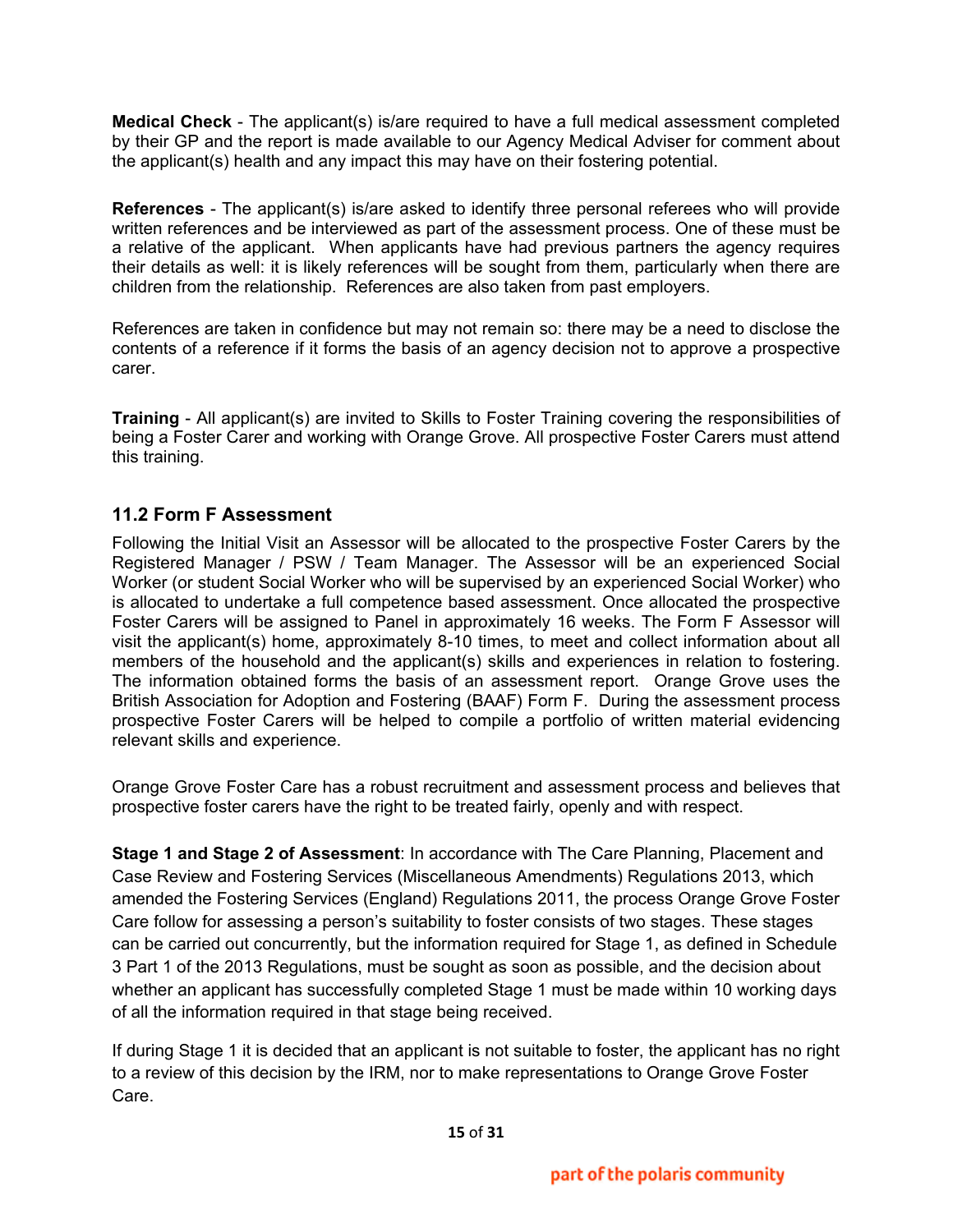**Medical Check** - The applicant(s) is/are required to have a full medical assessment completed by their GP and the report is made available to our Agency Medical Adviser for comment about the applicant(s) health and any impact this may have on their fostering potential.

**References** - The applicant(s) is/are asked to identify three personal referees who will provide written references and be interviewed as part of the assessment process. One of these must be a relative of the applicant. When applicants have had previous partners the agency requires their details as well: it is likely references will be sought from them, particularly when there are children from the relationship. References are also taken from past employers.

References are taken in confidence but may not remain so: there may be a need to disclose the contents of a reference if it forms the basis of an agency decision not to approve a prospective carer.

**Training** - All applicant(s) are invited to Skills to Foster Training covering the responsibilities of being a Foster Carer and working with Orange Grove. All prospective Foster Carers must attend this training.

## 11.2 Form F Assessment

Following the Initial Visit an Assessor will be allocated to the prospective Foster Carers by the Registered Manager / PSW / Team Manager. The Assessor will be an experienced Social Worker (or student Social Worker who will be supervised by an experienced Social Worker) who is allocated to undertake a full competence based assessment. Once allocated the prospective Foster Carers will be assigned to Panel in approximately 16 weeks. The Form F Assessor will visit the applicant(s) home, approximately 8-10 times, to meet and collect information about all members of the household and the applicant(s) skills and experiences in relation to fostering. The information obtained forms the basis of an assessment report. Orange Grove uses the British Association for Adoption and Fostering (BAAF) Form F. During the assessment process prospective Foster Carers will be helped to compile a portfolio of written material evidencing relevant skills and experience.

Orange Grove Foster Care has a robust recruitment and assessment process and believes that prospective foster carers have the right to be treated fairly, openly and with respect.

**Stage 1 and Stage 2 of Assessment**: In accordance with The Care Planning, Placement and Case Review and Fostering Services (Miscellaneous Amendments) Regulations 2013, which amended the Fostering Services (England) Regulations 2011, the process Orange Grove Foster Care follow for assessing a person's suitability to foster consists of two stages. These stages can be carried out concurrently, but the information required for Stage 1, as defined in Schedule 3 Part 1 of the 2013 Regulations, must be sought as soon as possible, and the decision about whether an applicant has successfully completed Stage 1 must be made within 10 working days of all the information required in that stage being received.

If during Stage 1 it is decided that an applicant is not suitable to foster, the applicant has no right to a review of this decision by the IRM, nor to make representations to Orange Grove Foster Care.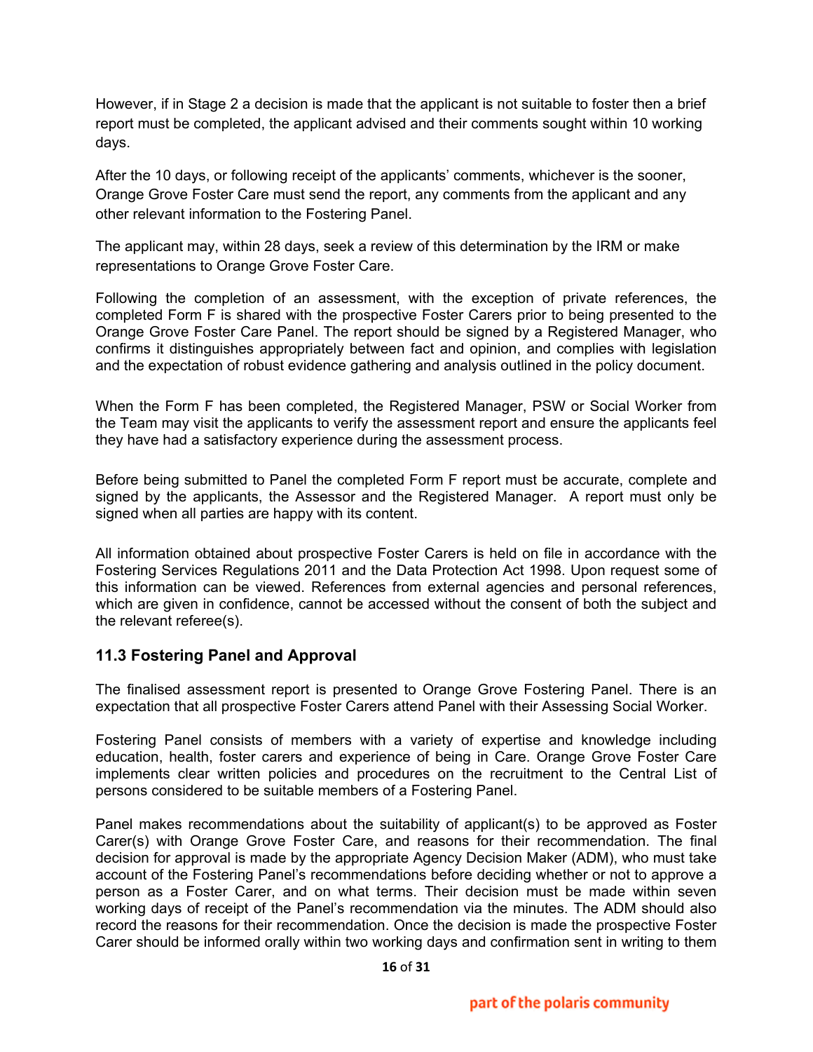However, if in Stage 2 a decision is made that the applicant is not suitable to foster then a brief report must be completed, the applicant advised and their comments sought within 10 working days.

After the 10 days, or following receipt of the applicants' comments, whichever is the sooner, Orange Grove Foster Care must send the report, any comments from the applicant and any other relevant information to the Fostering Panel.

The applicant may, within 28 days, seek a review of this determination by the IRM or make representations to Orange Grove Foster Care.

Following the completion of an assessment, with the exception of private references, the completed Form F is shared with the prospective Foster Carers prior to being presented to the Orange Grove Foster Care Panel. The report should be signed by a Registered Manager, who confirms it distinguishes appropriately between fact and opinion, and complies with legislation and the expectation of robust evidence gathering and analysis outlined in the policy document.

When the Form F has been completed, the Registered Manager, PSW or Social Worker from the Team may visit the applicants to verify the assessment report and ensure the applicants feel they have had a satisfactory experience during the assessment process.

Before being submitted to Panel the completed Form F report must be accurate, complete and signed by the applicants, the Assessor and the Registered Manager. A report must only be signed when all parties are happy with its content.

All information obtained about prospective Foster Carers is held on file in accordance with the Fostering Services Regulations 2011 and the Data Protection Act 1998. Upon request some of this information can be viewed. References from external agencies and personal references, which are given in confidence, cannot be accessed without the consent of both the subject and the relevant referee(s).

### 11.3 Fostering Panel and Approval

The finalised assessment report is presented to Orange Grove Fostering Panel. There is an expectation that all prospective Foster Carers attend Panel with their Assessing Social Worker.

Fostering Panel consists of members with a variety of expertise and knowledge including education, health, foster carers and experience of being in Care. Orange Grove Foster Care implements clear written policies and procedures on the recruitment to the Central List of persons considered to be suitable members of a Fostering Panel.

Panel makes recommendations about the suitability of applicant(s) to be approved as Foster Carer(s) with Orange Grove Foster Care, and reasons for their recommendation. The final decision for approval is made by the appropriate Agency Decision Maker (ADM), who must take account of the Fostering Panel's recommendations before deciding whether or not to approve a person as a Foster Carer, and on what terms. Their decision must be made within seven working days of receipt of the Panel's recommendation via the minutes. The ADM should also record the reasons for their recommendation. Once the decision is made the prospective Foster Carer should be informed orally within two working days and confirmation sent in writing to them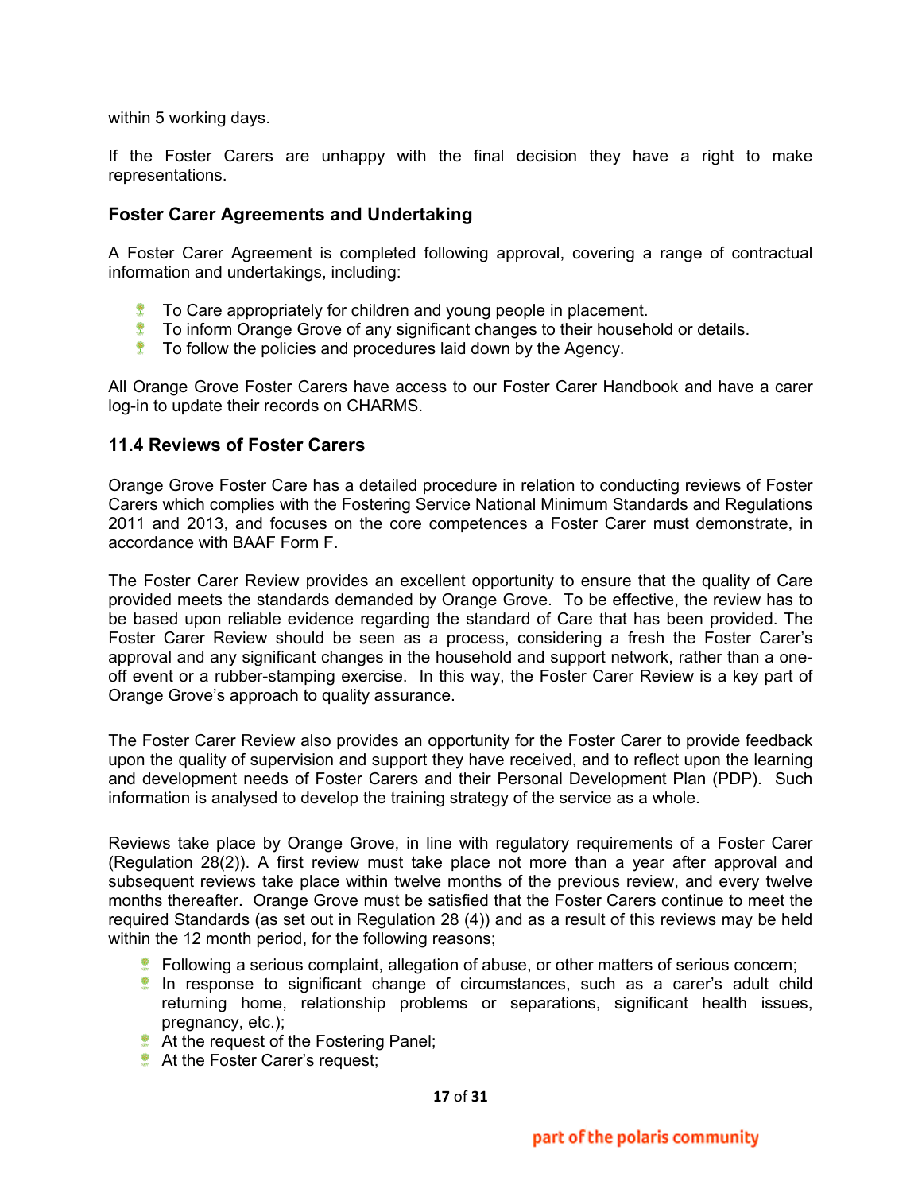within 5 working days.

If the Foster Carers are unhappy with the final decision they have a right to make representations.

### Foster Carer Agreements and Undertaking

A Foster Carer Agreement is completed following approval, covering a range of contractual information and undertakings, including:

- To Care appropriately for children and young people in placement.
- To inform Orange Grove of any significant changes to their household or details.
- To follow the policies and procedures laid down by the Agency.

All Orange Grove Foster Carers have access to our Foster Carer Handbook and have a carer log-in to update their records on CHARMS.

### 11.4 Reviews of Foster Carers

Orange Grove Foster Care has a detailed procedure in relation to conducting reviews of Foster Carers which complies with the Fostering Service National Minimum Standards and Regulations 2011 and 2013, and focuses on the core competences a Foster Carer must demonstrate, in accordance with BAAF Form F.

The Foster Carer Review provides an excellent opportunity to ensure that the quality of Care provided meets the standards demanded by Orange Grove. To be effective, the review has to be based upon reliable evidence regarding the standard of Care that has been provided. The Foster Carer Review should be seen as a process, considering a fresh the Foster Carer's approval and any significant changes in the household and support network, rather than a one-off event or a rubber-stamping exercise. In this way, the Foster Carer Review is a key part of Orange Grove's approach to quality assurance.

The Foster Carer Review also provides an opportunity for the Foster Carer to provide feedback upon the quality of supervision and support they have received, and to reflect upon the learning and development needs of Foster Carers and their Personal Development Plan (PDP). Such information is analysed to develop the training strategy of the service as a whole.

Reviews take place by Orange Grove, in line with regulatory requirements of a Foster Carer (Regulation 28(2)). A first review must take place not more than a year after approval and subsequent reviews take place within twelve months of the previous review, and every twelve months thereafter. Orange Grove must be satisfied that the Foster Carers continue to meet the required Standards (as set out in Regulation 28 (4)) and as a result of this reviews may be held within the 12 month period, for the following reasons;

- Following a serious complaint, allegation of abuse, or other matters of serious concern;
- In response to significant change of circumstances, such as a carer's adult child returning home, relationship problems or separations, significant health issues, pregnancy, etc.);
- At the request of the Fostering Panel;
- At the Foster Carer's request;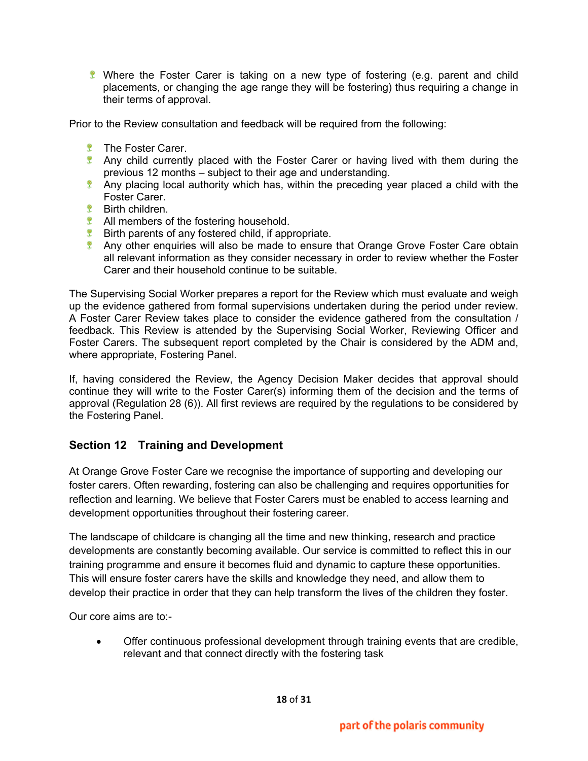- Where the Foster Carer is taking on a new type of fostering (e.g. parent and child placements, or changing the age range they will be fostering) thus requiring a change in their terms of approval.

Prior to the Review consultation and feedback will be required from the following:

- The Foster Carer.
- Any child currently placed with the Foster Carer or having lived with them during the previous 12 months – subject to their age and understanding.
- Any placing local authority which has, within the preceding year placed a child with the Foster Carer.
- Birth children.
- All members of the fostering household.
- Birth parents of any fostered child, if appropriate.
- Any other enquiries will also be made to ensure that Orange Grove Foster Care obtain all relevant information as they consider necessary in order to review whether the Foster Carer and their household continue to be suitable.

The Supervising Social Worker prepares a report for the Review which must evaluate and weigh up the evidence gathered from formal supervisions undertaken during the period under review. A Foster Carer Review takes place to consider the evidence gathered from the consultation / feedback. This Review is attended by the Supervising Social Worker, Reviewing Officer and Foster Carers. The subsequent report completed by the Chair is considered by the ADM and, where appropriate, Fostering Panel.

If, having considered the Review, the Agency Decision Maker decides that approval should continue they will write to the Foster Carer(s) informing them of the decision and the terms of approval (Regulation 28 (6)). All first reviews are required by the regulations to be considered by the Fostering Panel.

## Section 12 Training and Development

At Orange Grove Foster Care we recognise the importance of supporting and developing our foster carers. Often rewarding, fostering can also be challenging and requires opportunities for reflection and learning. We believe that Foster Carers must be enabled to access learning and development opportunities throughout their fostering career.

The landscape of childcare is changing all the time and new thinking, research and practice developments are constantly becoming available. Our service is committed to reflect this in our training programme and ensure it becomes fluid and dynamic to capture these opportunities. This will ensure foster carers have the skills and knowledge they need, and allow them to develop their practice in order that they can help transform the lives of the children they foster.

Our core aims are to:-

- Offer continuous professional development through training events that are credible, relevant and that connect directly with the fostering task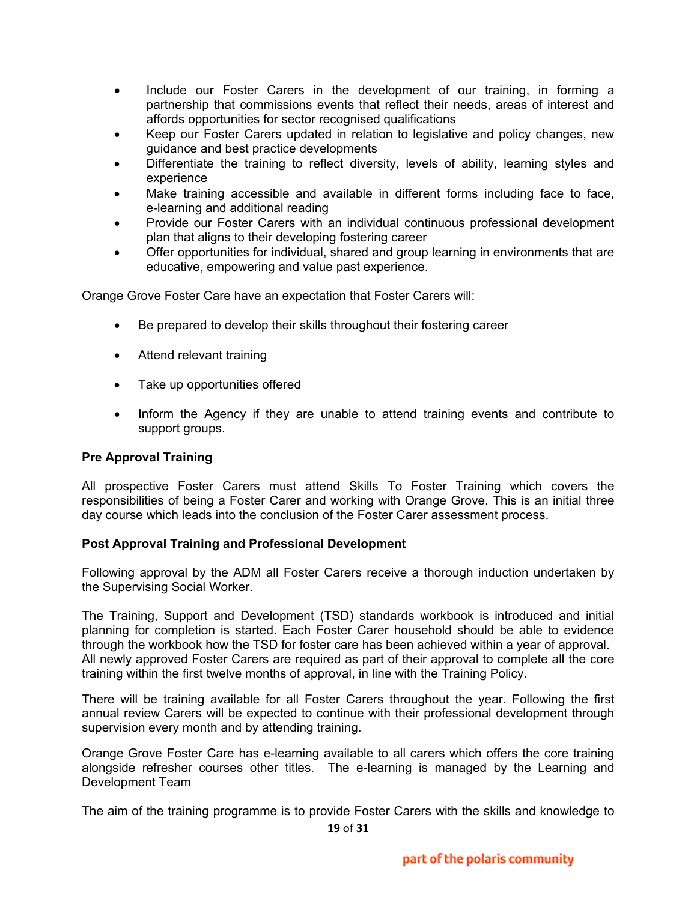- Include our Foster Carers in the development of our training, in forming a partnership that commissions events that reflect their needs, areas of interest and affords opportunities for sector recognised qualifications
- Keep our Foster Carers updated in relation to legislative and policy changes, new guidance and best practice developments
- Differentiate the training to reflect diversity, levels of ability, learning styles and experience
- Make training accessible and available in different forms including face to face, e-learning and additional reading
- Provide our Foster Carers with an individual continuous professional development plan that aligns to their developing fostering career
- Offer opportunities for individual, shared and group learning in environments that are educative, empowering and value past experience.

Orange Grove Foster Care have an expectation that Foster Carers will:

- Be prepared to develop their skills throughout their fostering career
- Attend relevant training
- Take up opportunities offered
- Inform the Agency if they are unable to attend training events and contribute to support groups.

**Pre Approval Training**

All prospective Foster Carers must attend Skills To Foster Training which covers the responsibilities of being a Foster Carer and working with Orange Grove. This is an initial three day course which leads into the conclusion of the Foster Carer assessment process.

**Post Approval Training and Professional Development**

Following approval by the ADM all Foster Carers receive a thorough induction undertaken by the Supervising Social Worker.

The Training, Support and Development (TSD) standards workbook is introduced and initial planning for completion is started. Each Foster Carer household should be able to evidence through the workbook how the TSD for foster care has been achieved within a year of approval. All newly approved Foster Carers are required as part of their approval to complete all the core training within the first twelve months of approval, in line with the Training Policy.

There will be training available for all Foster Carers throughout the year. Following the first annual review Carers will be expected to continue with their professional development through supervision every month and by attending training.

Orange Grove Foster Care has e-learning available to all carers which offers the core training alongside refresher courses other titles. The e-learning is managed by the Learning and Development Team

The aim of the training programme is to provide Foster Carers with the skills and knowledge to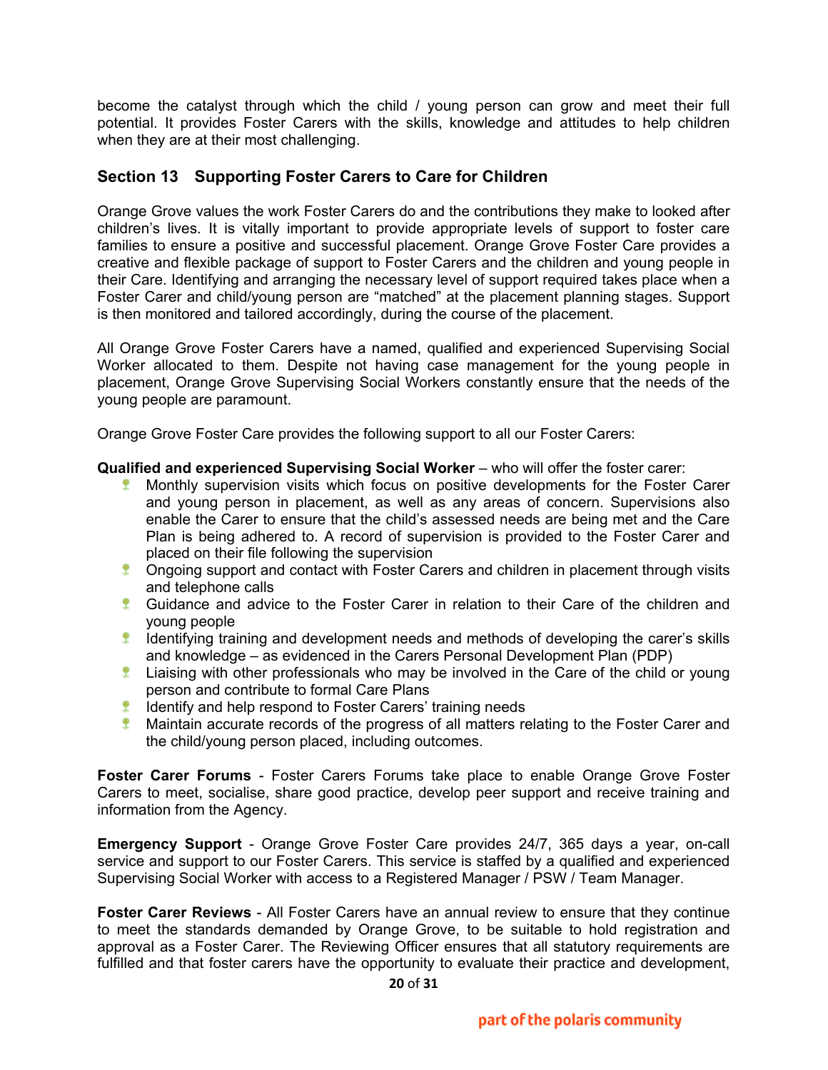become the catalyst through which the child / young person can grow and meet their full potential. It provides Foster Carers with the skills, knowledge and attitudes to help children when they are at their most challenging.

## Section 13 Supporting Foster Carers to Care for Children

Orange Grove values the work Foster Carers do and the contributions they make to looked after children's lives. It is vitally important to provide appropriate levels of support to foster care families to ensure a positive and successful placement. Orange Grove Foster Care provides a creative and flexible package of support to Foster Carers and the children and young people in their Care. Identifying and arranging the necessary level of support required takes place when a Foster Carer and child/young person are "matched" at the placement planning stages. Support is then monitored and tailored accordingly, during the course of the placement.

All Orange Grove Foster Carers have a named, qualified and experienced Supervising Social Worker allocated to them. Despite not having case management for the young people in placement, Orange Grove Supervising Social Workers constantly ensure that the needs of the young people are paramount.

Orange Grove Foster Care provides the following support to all our Foster Carers:

**Qualified and experienced Supervising Social Worker** – who will offer the foster carer:

- Monthly supervision visits which focus on positive developments for the Foster Carer and young person in placement, as well as any areas of concern. Supervisions also enable the Carer to ensure that the child's assessed needs are being met and the Care Plan is being adhered to. A record of supervision is provided to the Foster Carer and placed on their file following the supervision
- Ongoing support and contact with Foster Carers and children in placement through visits and telephone calls
- Guidance and advice to the Foster Carer in relation to their Care of the children and young people
- Identifying training and development needs and methods of developing the carer's skills and knowledge – as evidenced in the Carers Personal Development Plan (PDP)
- Liaising with other professionals who may be involved in the Care of the child or young person and contribute to formal Care Plans
- Identify and help respond to Foster Carers' training needs
- Maintain accurate records of the progress of all matters relating to the Foster Carer and the child/young person placed, including outcomes.

**Foster Carer Forums** - Foster Carers Forums take place to enable Orange Grove Foster Carers to meet, socialise, share good practice, develop peer support and receive training and information from the Agency.

**Emergency Support** - Orange Grove Foster Care provides 24/7, 365 days a year, on-call service and support to our Foster Carers. This service is staffed by a qualified and experienced Supervising Social Worker with access to a Registered Manager / PSW / Team Manager.

**Foster Carer Reviews** - All Foster Carers have an annual review to ensure that they continue to meet the standards demanded by Orange Grove, to be suitable to hold registration and approval as a Foster Carer. The Reviewing Officer ensures that all statutory requirements are fulfilled and that foster carers have the opportunity to evaluate their practice and development,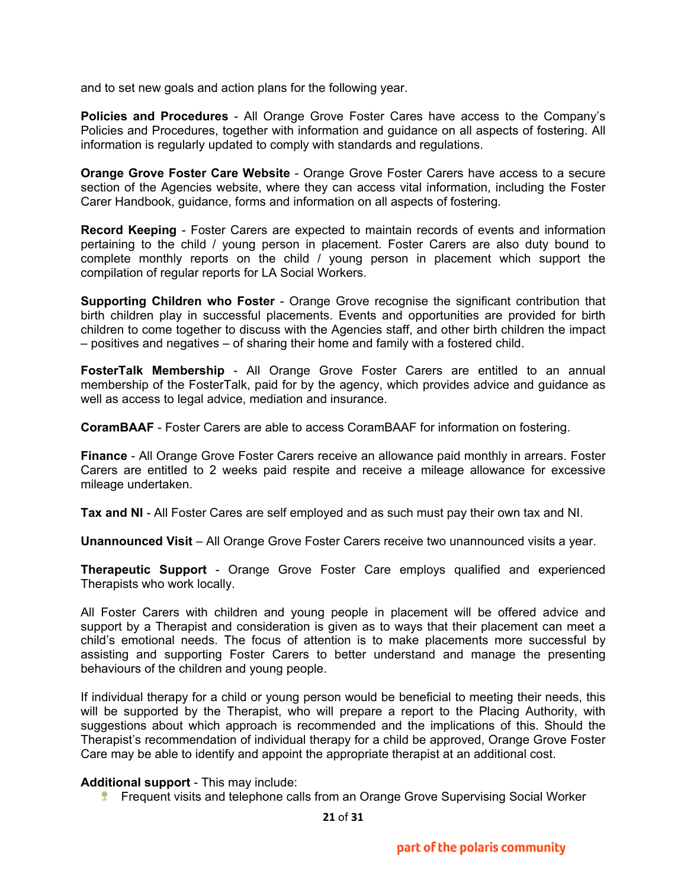and to set new goals and action plans for the following year.

**Policies and Procedures** - All Orange Grove Foster Cares have access to the Company's Policies and Procedures, together with information and guidance on all aspects of fostering. All information is regularly updated to comply with standards and regulations.

**Orange Grove Foster Care Website** - Orange Grove Foster Carers have access to a secure section of the Agencies website, where they can access vital information, including the Foster Carer Handbook, guidance, forms and information on all aspects of fostering.

**Record Keeping** - Foster Carers are expected to maintain records of events and information pertaining to the child / young person in placement. Foster Carers are also duty bound to complete monthly reports on the child / young person in placement which support the compilation of regular reports for LA Social Workers.

**Supporting Children who Foster** - Orange Grove recognise the significant contribution that birth children play in successful placements. Events and opportunities are provided for birth children to come together to discuss with the Agencies staff, and other birth children the impact – positives and negatives – of sharing their home and family with a fostered child.

**FosterTalk Membership** - All Orange Grove Foster Carers are entitled to an annual membership of the FosterTalk, paid for by the agency, which provides advice and guidance as well as access to legal advice, mediation and insurance.

**CoramBAAF** - Foster Carers are able to access CoramBAAF for information on fostering.

**Finance** - All Orange Grove Foster Carers receive an allowance paid monthly in arrears. Foster Carers are entitled to 2 weeks paid respite and receive a mileage allowance for excessive mileage undertaken.

**Tax and NI** - All Foster Cares are self employed and as such must pay their own tax and NI.

**Unannounced Visit** – All Orange Grove Foster Carers receive two unannounced visits a year.

**Therapeutic Support** - Orange Grove Foster Care employs qualified and experienced Therapists who work locally.

All Foster Carers with children and young people in placement will be offered advice and support by a Therapist and consideration is given as to ways that their placement can meet a child's emotional needs. The focus of attention is to make placements more successful by assisting and supporting Foster Carers to better understand and manage the presenting behaviours of the children and young people.

If individual therapy for a child or young person would be beneficial to meeting their needs, this will be supported by the Therapist, who will prepare a report to the Placing Authority, with suggestions about which approach is recommended and the implications of this. Should the Therapist's recommendation of individual therapy for a child be approved, Orange Grove Foster Care may be able to identify and appoint the appropriate therapist at an additional cost.

**Additional support** - This may include:

- Frequent visits and telephone calls from an Orange Grove Supervising Social Worker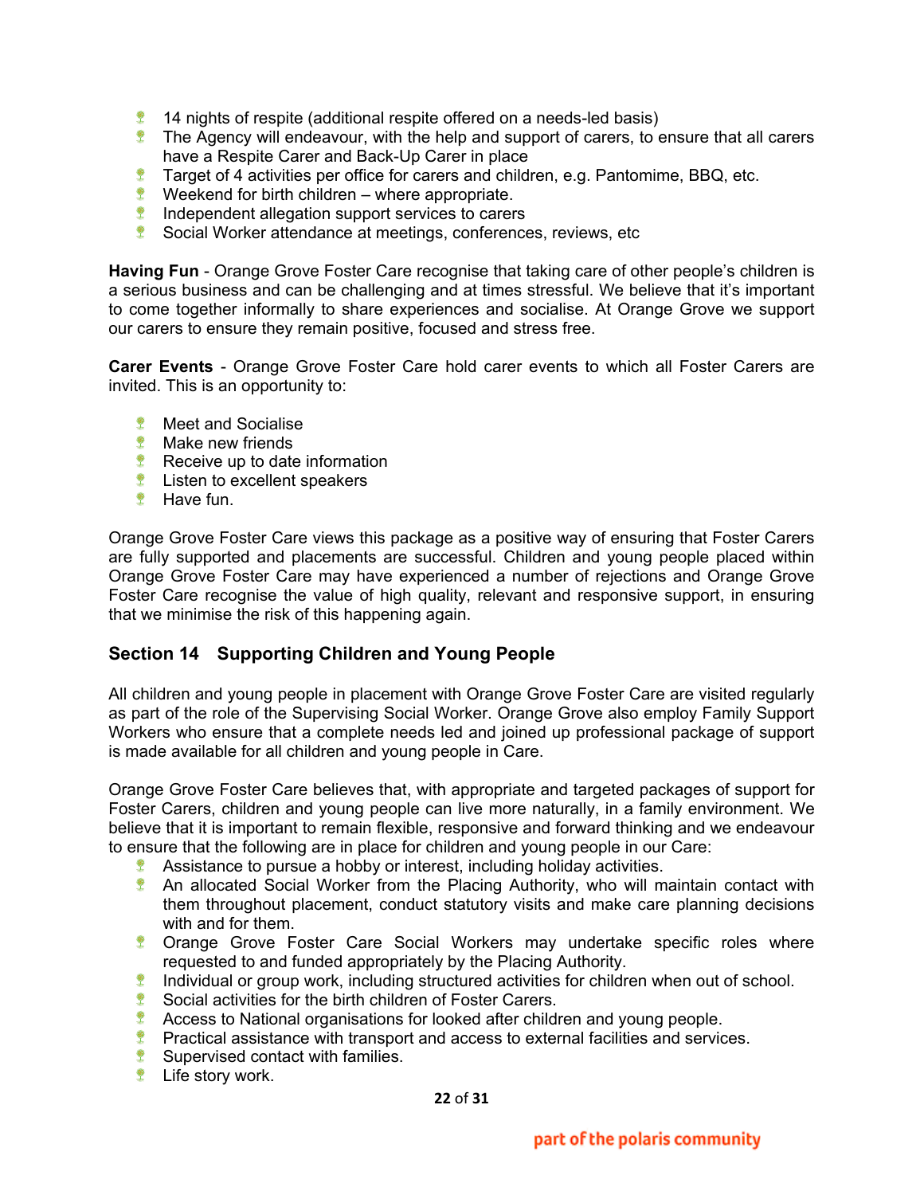- 14 nights of respite (additional respite offered on a needs-led basis)
- The Agency will endeavour, with the help and support of carers, to ensure that all carers have a Respite Carer and Back-Up Carer in place
- Target of 4 activities per office for carers and children, e.g. Pantomime, BBQ, etc.
- Weekend for birth children – where appropriate.
- Independent allegation support services to carers
- Social Worker attendance at meetings, conferences, reviews, etc

**Having Fun** - Orange Grove Foster Care recognise that taking care of other people's children is a serious business and can be challenging and at times stressful. We believe that it's important to come together informally to share experiences and socialise. At Orange Grove we support our carers to ensure they remain positive, focused and stress free.

**Carer Events** - Orange Grove Foster Care hold carer events to which all Foster Carers are invited. This is an opportunity to:

- Meet and Socialise
- Make new friends
- Receive up to date information
- Listen to excellent speakers
- Have fun.

Orange Grove Foster Care views this package as a positive way of ensuring that Foster Carers are fully supported and placements are successful. Children and young people placed within Orange Grove Foster Care may have experienced a number of rejections and Orange Grove Foster Care recognise the value of high quality, relevant and responsive support, in ensuring that we minimise the risk of this happening again.

## Section 14 Supporting Children and Young People

All children and young people in placement with Orange Grove Foster Care are visited regularly as part of the role of the Supervising Social Worker. Orange Grove also employ Family Support Workers who ensure that a complete needs led and joined up professional package of support is made available for all children and young people in Care.

Orange Grove Foster Care believes that, with appropriate and targeted packages of support for Foster Carers, children and young people can live more naturally, in a family environment. We believe that it is important to remain flexible, responsive and forward thinking and we endeavour to ensure that the following are in place for children and young people in our Care:

- Assistance to pursue a hobby or interest, including holiday activities.
- An allocated Social Worker from the Placing Authority, who will maintain contact with them throughout placement, conduct statutory visits and make care planning decisions with and for them.
- Orange Grove Foster Care Social Workers may undertake specific roles where requested to and funded appropriately by the Placing Authority.
- Individual or group work, including structured activities for children when out of school.
- Social activities for the birth children of Foster Carers.
- Access to National organisations for looked after children and young people.
- Practical assistance with transport and access to external facilities and services.
- Supervised contact with families.
- Life story work.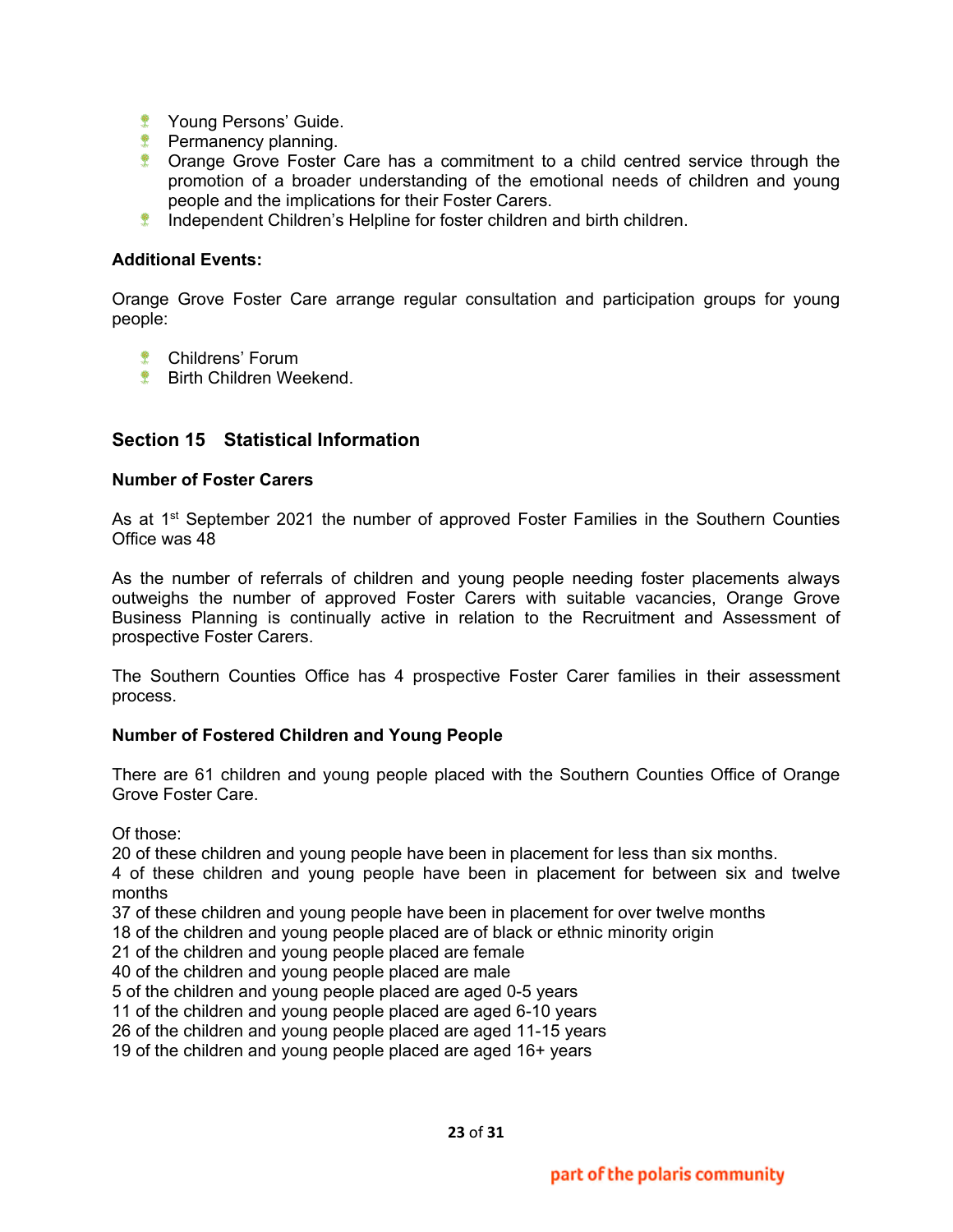- Young Persons' Guide.
- Permanency planning.
- Orange Grove Foster Care has a commitment to a child centred service through the promotion of a broader understanding of the emotional needs of children and young people and the implications for their Foster Carers.
- Independent Children's Helpline for foster children and birth children.

**Additional Events:**

Orange Grove Foster Care arrange regular consultation and participation groups for young people:

- Childrens' Forum
- Birth Children Weekend.

## Section 15 Statistical Information

**Number of Foster Carers**

As at 1st September 2021 the number of approved Foster Families in the Southern Counties Office was 48

As the number of referrals of children and young people needing foster placements always outweighs the number of approved Foster Carers with suitable vacancies, Orange Grove Business Planning is continually active in relation to the Recruitment and Assessment of prospective Foster Carers.

The Southern Counties Office has 4 prospective Foster Carer families in their assessment process.

**Number of Fostered Children and Young People**

There are 61 children and young people placed with the Southern Counties Office of Orange Grove Foster Care.

Of those:
20 of these children and young people have been in placement for less than six months.
4 of these children and young people have been in placement for between six and twelve months
37 of these children and young people have been in placement for over twelve months
18 of the children and young people placed are of black or ethnic minority origin
21 of the children and young people placed are female
40 of the children and young people placed are male
5 of the children and young people placed are aged 0-5 years
11 of the children and young people placed are aged 6-10 years
26 of the children and young people placed are aged 11-15 years
19 of the children and young people placed are aged 16+ years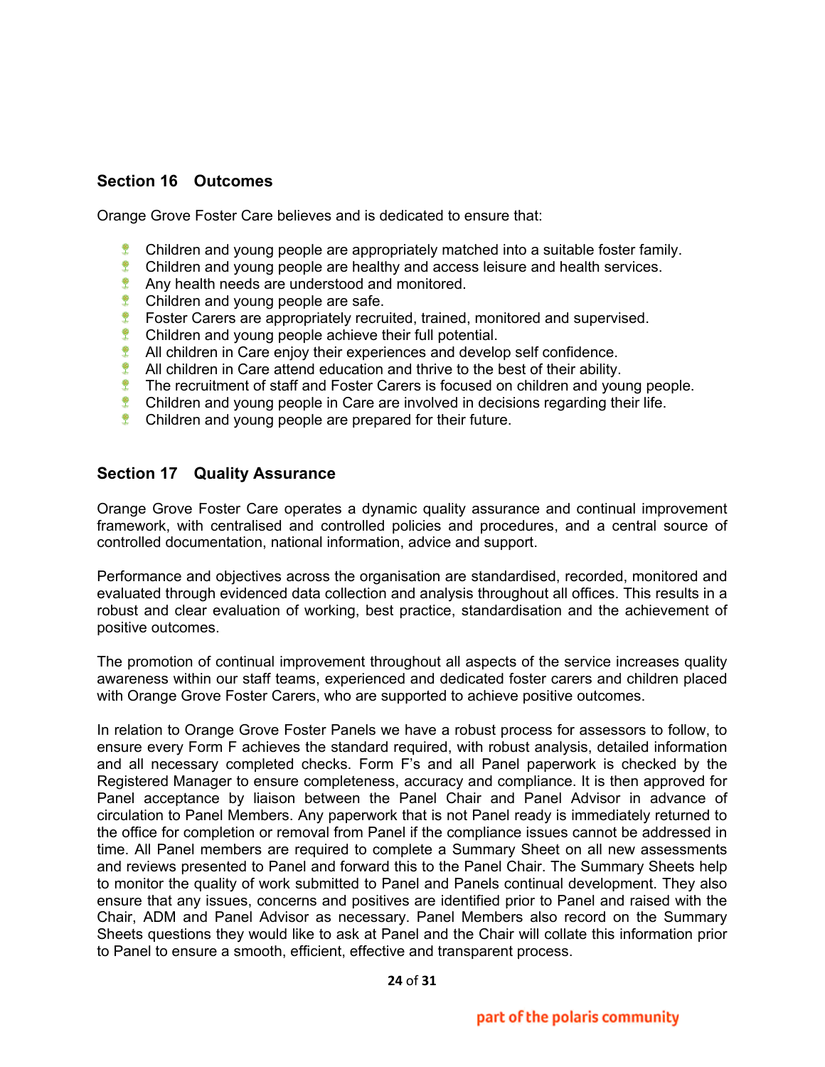## Section 16 Outcomes

Orange Grove Foster Care believes and is dedicated to ensure that:

- Children and young people are appropriately matched into a suitable foster family.
- Children and young people are healthy and access leisure and health services.
- Any health needs are understood and monitored.
- Children and young people are safe.
- Foster Carers are appropriately recruited, trained, monitored and supervised.
- Children and young people achieve their full potential.
- All children in Care enjoy their experiences and develop self confidence.
- All children in Care attend education and thrive to the best of their ability.
- The recruitment of staff and Foster Carers is focused on children and young people.
- Children and young people in Care are involved in decisions regarding their life.
- Children and young people are prepared for their future.

## Section 17 Quality Assurance

Orange Grove Foster Care operates a dynamic quality assurance and continual improvement framework, with centralised and controlled policies and procedures, and a central source of controlled documentation, national information, advice and support.

Performance and objectives across the organisation are standardised, recorded, monitored and evaluated through evidenced data collection and analysis throughout all offices. This results in a robust and clear evaluation of working, best practice, standardisation and the achievement of positive outcomes.

The promotion of continual improvement throughout all aspects of the service increases quality awareness within our staff teams, experienced and dedicated foster carers and children placed with Orange Grove Foster Carers, who are supported to achieve positive outcomes.

In relation to Orange Grove Foster Panels we have a robust process for assessors to follow, to ensure every Form F achieves the standard required, with robust analysis, detailed information and all necessary completed checks. Form F's and all Panel paperwork is checked by the Registered Manager to ensure completeness, accuracy and compliance. It is then approved for Panel acceptance by liaison between the Panel Chair and Panel Advisor in advance of circulation to Panel Members. Any paperwork that is not Panel ready is immediately returned to the office for completion or removal from Panel if the compliance issues cannot be addressed in time. All Panel members are required to complete a Summary Sheet on all new assessments and reviews presented to Panel and forward this to the Panel Chair. The Summary Sheets help to monitor the quality of work submitted to Panel and Panels continual development. They also ensure that any issues, concerns and positives are identified prior to Panel and raised with the Chair, ADM and Panel Advisor as necessary. Panel Members also record on the Summary Sheets questions they would like to ask at Panel and the Chair will collate this information prior to Panel to ensure a smooth, efficient, effective and transparent process.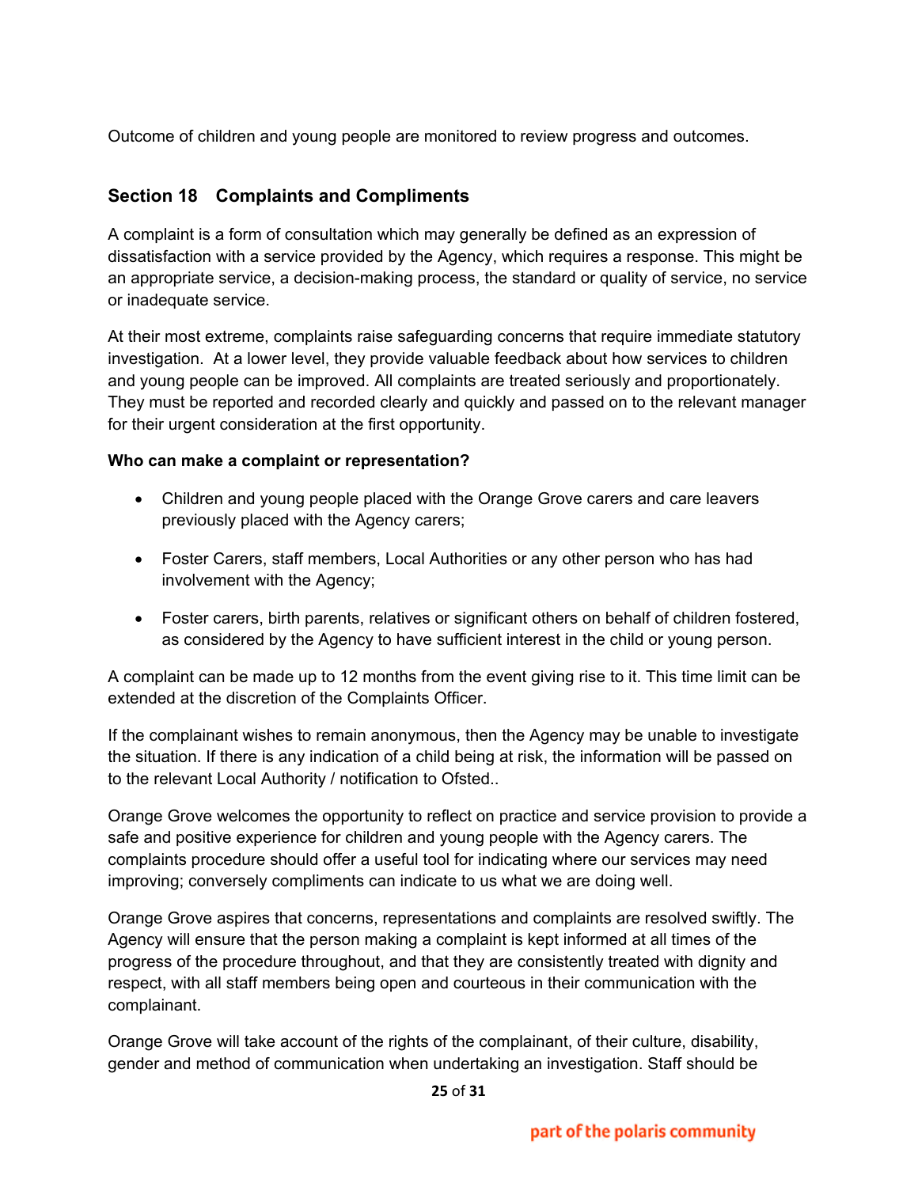Outcome of children and young people are monitored to review progress and outcomes.

## Section 18 Complaints and Compliments

A complaint is a form of consultation which may generally be defined as an expression of dissatisfaction with a service provided by the Agency, which requires a response. This might be an appropriate service, a decision-making process, the standard or quality of service, no service or inadequate service.

At their most extreme, complaints raise safeguarding concerns that require immediate statutory investigation. At a lower level, they provide valuable feedback about how services to children and young people can be improved. All complaints are treated seriously and proportionately. They must be reported and recorded clearly and quickly and passed on to the relevant manager for their urgent consideration at the first opportunity.

**Who can make a complaint or representation?**

- Children and young people placed with the Orange Grove carers and care leavers previously placed with the Agency carers;
- Foster Carers, staff members, Local Authorities or any other person who has had involvement with the Agency;
- Foster carers, birth parents, relatives or significant others on behalf of children fostered, as considered by the Agency to have sufficient interest in the child or young person.

A complaint can be made up to 12 months from the event giving rise to it. This time limit can be extended at the discretion of the Complaints Officer.

If the complainant wishes to remain anonymous, then the Agency may be unable to investigate the situation. If there is any indication of a child being at risk, the information will be passed on to the relevant Local Authority / notification to Ofsted..

Orange Grove welcomes the opportunity to reflect on practice and service provision to provide a safe and positive experience for children and young people with the Agency carers. The complaints procedure should offer a useful tool for indicating where our services may need improving; conversely compliments can indicate to us what we are doing well.

Orange Grove aspires that concerns, representations and complaints are resolved swiftly. The Agency will ensure that the person making a complaint is kept informed at all times of the progress of the procedure throughout, and that they are consistently treated with dignity and respect, with all staff members being open and courteous in their communication with the complainant.

Orange Grove will take account of the rights of the complainant, of their culture, disability, gender and method of communication when undertaking an investigation. Staff should be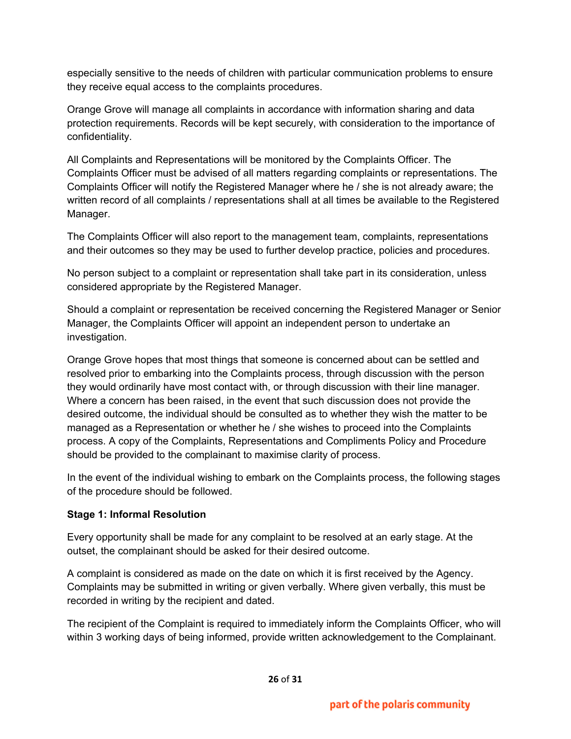especially sensitive to the needs of children with particular communication problems to ensure they receive equal access to the complaints procedures.

Orange Grove will manage all complaints in accordance with information sharing and data protection requirements. Records will be kept securely, with consideration to the importance of confidentiality.

All Complaints and Representations will be monitored by the Complaints Officer. The Complaints Officer must be advised of all matters regarding complaints or representations. The Complaints Officer will notify the Registered Manager where he / she is not already aware; the written record of all complaints / representations shall at all times be available to the Registered Manager.

The Complaints Officer will also report to the management team, complaints, representations and their outcomes so they may be used to further develop practice, policies and procedures.

No person subject to a complaint or representation shall take part in its consideration, unless considered appropriate by the Registered Manager.

Should a complaint or representation be received concerning the Registered Manager or Senior Manager, the Complaints Officer will appoint an independent person to undertake an investigation.

Orange Grove hopes that most things that someone is concerned about can be settled and resolved prior to embarking into the Complaints process, through discussion with the person they would ordinarily have most contact with, or through discussion with their line manager. Where a concern has been raised, in the event that such discussion does not provide the desired outcome, the individual should be consulted as to whether they wish the matter to be managed as a Representation or whether he / she wishes to proceed into the Complaints process. A copy of the Complaints, Representations and Compliments Policy and Procedure should be provided to the complainant to maximise clarity of process.

In the event of the individual wishing to embark on the Complaints process, the following stages of the procedure should be followed.

**Stage 1: Informal Resolution**

Every opportunity shall be made for any complaint to be resolved at an early stage. At the outset, the complainant should be asked for their desired outcome.

A complaint is considered as made on the date on which it is first received by the Agency. Complaints may be submitted in writing or given verbally. Where given verbally, this must be recorded in writing by the recipient and dated.

The recipient of the Complaint is required to immediately inform the Complaints Officer, who will within 3 working days of being informed, provide written acknowledgement to the Complainant.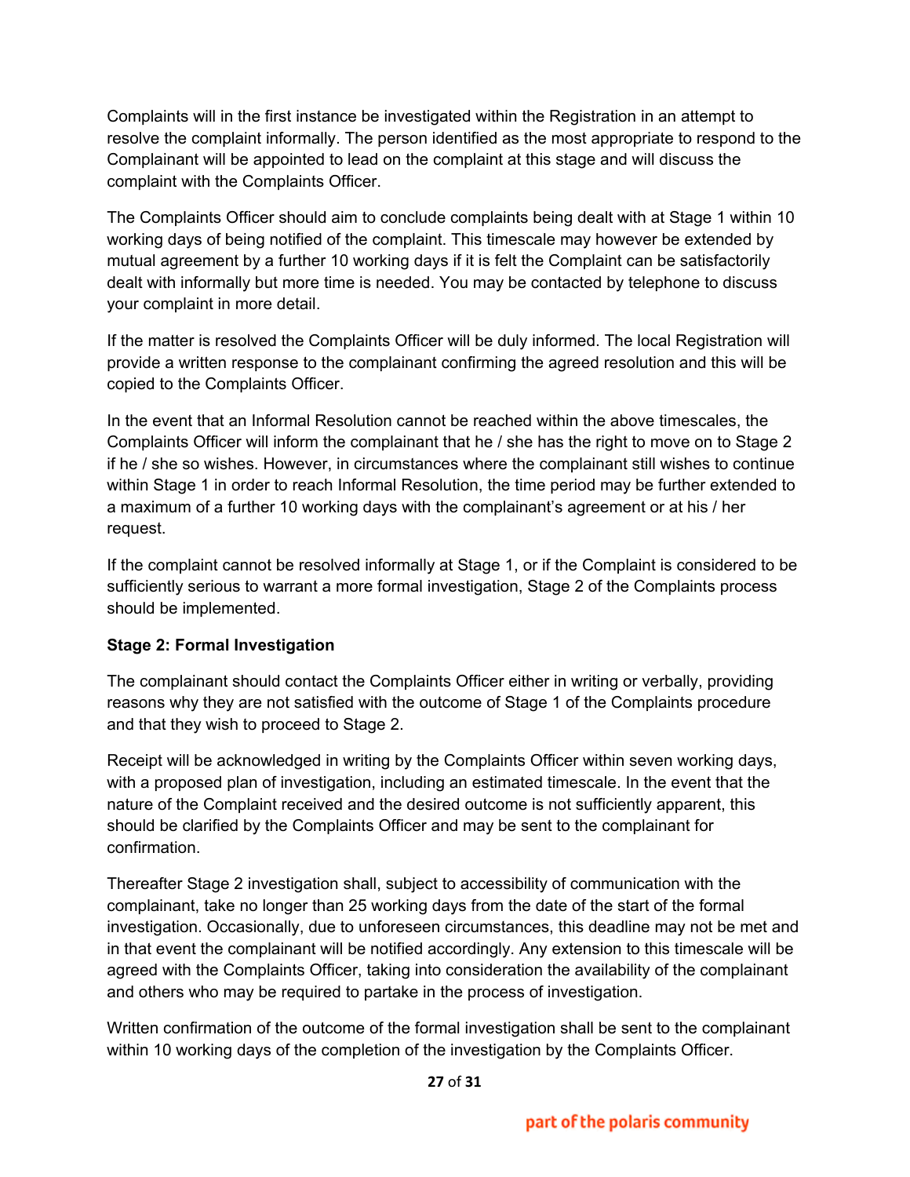Complaints will in the first instance be investigated within the Registration in an attempt to resolve the complaint informally. The person identified as the most appropriate to respond to the Complainant will be appointed to lead on the complaint at this stage and will discuss the complaint with the Complaints Officer.

The Complaints Officer should aim to conclude complaints being dealt with at Stage 1 within 10 working days of being notified of the complaint. This timescale may however be extended by mutual agreement by a further 10 working days if it is felt the Complaint can be satisfactorily dealt with informally but more time is needed. You may be contacted by telephone to discuss your complaint in more detail.

If the matter is resolved the Complaints Officer will be duly informed. The local Registration will provide a written response to the complainant confirming the agreed resolution and this will be copied to the Complaints Officer.

In the event that an Informal Resolution cannot be reached within the above timescales, the Complaints Officer will inform the complainant that he / she has the right to move on to Stage 2 if he / she so wishes. However, in circumstances where the complainant still wishes to continue within Stage 1 in order to reach Informal Resolution, the time period may be further extended to a maximum of a further 10 working days with the complainant's agreement or at his / her request.

If the complaint cannot be resolved informally at Stage 1, or if the Complaint is considered to be sufficiently serious to warrant a more formal investigation, Stage 2 of the Complaints process should be implemented.

**Stage 2: Formal Investigation**

The complainant should contact the Complaints Officer either in writing or verbally, providing reasons why they are not satisfied with the outcome of Stage 1 of the Complaints procedure and that they wish to proceed to Stage 2.

Receipt will be acknowledged in writing by the Complaints Officer within seven working days, with a proposed plan of investigation, including an estimated timescale. In the event that the nature of the Complaint received and the desired outcome is not sufficiently apparent, this should be clarified by the Complaints Officer and may be sent to the complainant for confirmation.

Thereafter Stage 2 investigation shall, subject to accessibility of communication with the complainant, take no longer than 25 working days from the date of the start of the formal investigation. Occasionally, due to unforeseen circumstances, this deadline may not be met and in that event the complainant will be notified accordingly. Any extension to this timescale will be agreed with the Complaints Officer, taking into consideration the availability of the complainant and others who may be required to partake in the process of investigation.

Written confirmation of the outcome of the formal investigation shall be sent to the complainant within 10 working days of the completion of the investigation by the Complaints Officer.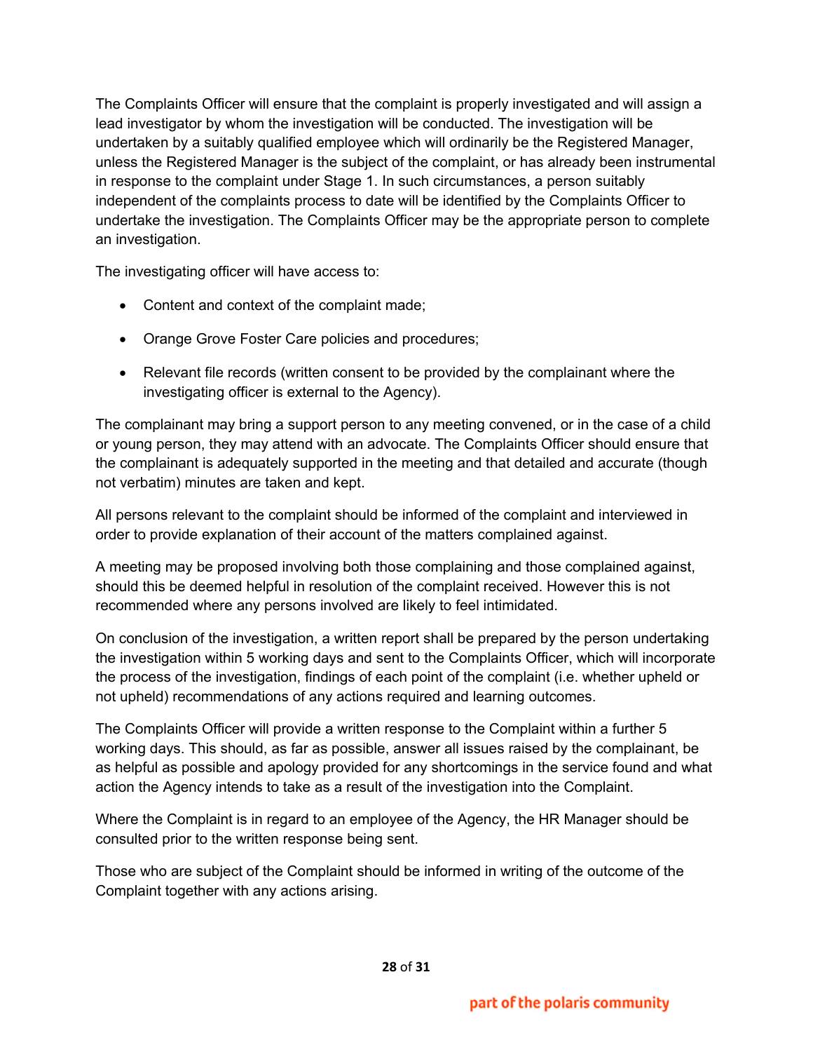The Complaints Officer will ensure that the complaint is properly investigated and will assign a lead investigator by whom the investigation will be conducted. The investigation will be undertaken by a suitably qualified employee which will ordinarily be the Registered Manager, unless the Registered Manager is the subject of the complaint, or has already been instrumental in response to the complaint under Stage 1. In such circumstances, a person suitably independent of the complaints process to date will be identified by the Complaints Officer to undertake the investigation. The Complaints Officer may be the appropriate person to complete an investigation.

The investigating officer will have access to:

- Content and context of the complaint made;
- Orange Grove Foster Care policies and procedures;
- Relevant file records (written consent to be provided by the complainant where the investigating officer is external to the Agency).

The complainant may bring a support person to any meeting convened, or in the case of a child or young person, they may attend with an advocate. The Complaints Officer should ensure that the complainant is adequately supported in the meeting and that detailed and accurate (though not verbatim) minutes are taken and kept.

All persons relevant to the complaint should be informed of the complaint and interviewed in order to provide explanation of their account of the matters complained against.

A meeting may be proposed involving both those complaining and those complained against, should this be deemed helpful in resolution of the complaint received. However this is not recommended where any persons involved are likely to feel intimidated.

On conclusion of the investigation, a written report shall be prepared by the person undertaking the investigation within 5 working days and sent to the Complaints Officer, which will incorporate the process of the investigation, findings of each point of the complaint (i.e. whether upheld or not upheld) recommendations of any actions required and learning outcomes.

The Complaints Officer will provide a written response to the Complaint within a further 5 working days. This should, as far as possible, answer all issues raised by the complainant, be as helpful as possible and apology provided for any shortcomings in the service found and what action the Agency intends to take as a result of the investigation into the Complaint.

Where the Complaint is in regard to an employee of the Agency, the HR Manager should be consulted prior to the written response being sent.

Those who are subject of the Complaint should be informed in writing of the outcome of the Complaint together with any actions arising.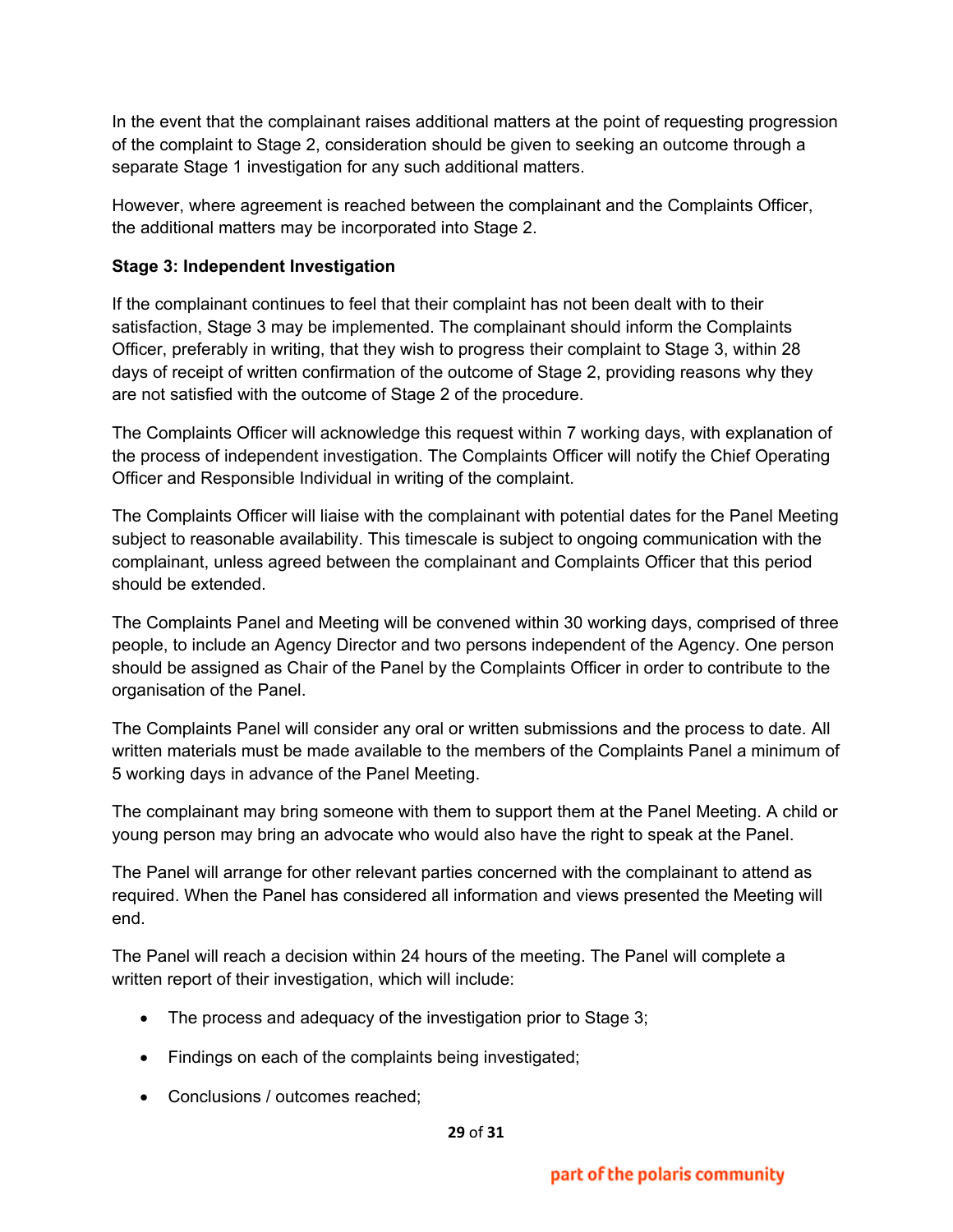In the event that the complainant raises additional matters at the point of requesting progression of the complaint to Stage 2, consideration should be given to seeking an outcome through a separate Stage 1 investigation for any such additional matters.

However, where agreement is reached between the complainant and the Complaints Officer, the additional matters may be incorporated into Stage 2.

**Stage 3: Independent Investigation**

If the complainant continues to feel that their complaint has not been dealt with to their satisfaction, Stage 3 may be implemented. The complainant should inform the Complaints Officer, preferably in writing, that they wish to progress their complaint to Stage 3, within 28 days of receipt of written confirmation of the outcome of Stage 2, providing reasons why they are not satisfied with the outcome of Stage 2 of the procedure.

The Complaints Officer will acknowledge this request within 7 working days, with explanation of the process of independent investigation. The Complaints Officer will notify the Chief Operating Officer and Responsible Individual in writing of the complaint.

The Complaints Officer will liaise with the complainant with potential dates for the Panel Meeting subject to reasonable availability. This timescale is subject to ongoing communication with the complainant, unless agreed between the complainant and Complaints Officer that this period should be extended.

The Complaints Panel and Meeting will be convened within 30 working days, comprised of three people, to include an Agency Director and two persons independent of the Agency. One person should be assigned as Chair of the Panel by the Complaints Officer in order to contribute to the organisation of the Panel.

The Complaints Panel will consider any oral or written submissions and the process to date. All written materials must be made available to the members of the Complaints Panel a minimum of 5 working days in advance of the Panel Meeting.

The complainant may bring someone with them to support them at the Panel Meeting. A child or young person may bring an advocate who would also have the right to speak at the Panel.

The Panel will arrange for other relevant parties concerned with the complainant to attend as required. When the Panel has considered all information and views presented the Meeting will end.

The Panel will reach a decision within 24 hours of the meeting. The Panel will complete a written report of their investigation, which will include:

- The process and adequacy of the investigation prior to Stage 3;
- Findings on each of the complaints being investigated;
- Conclusions / outcomes reached;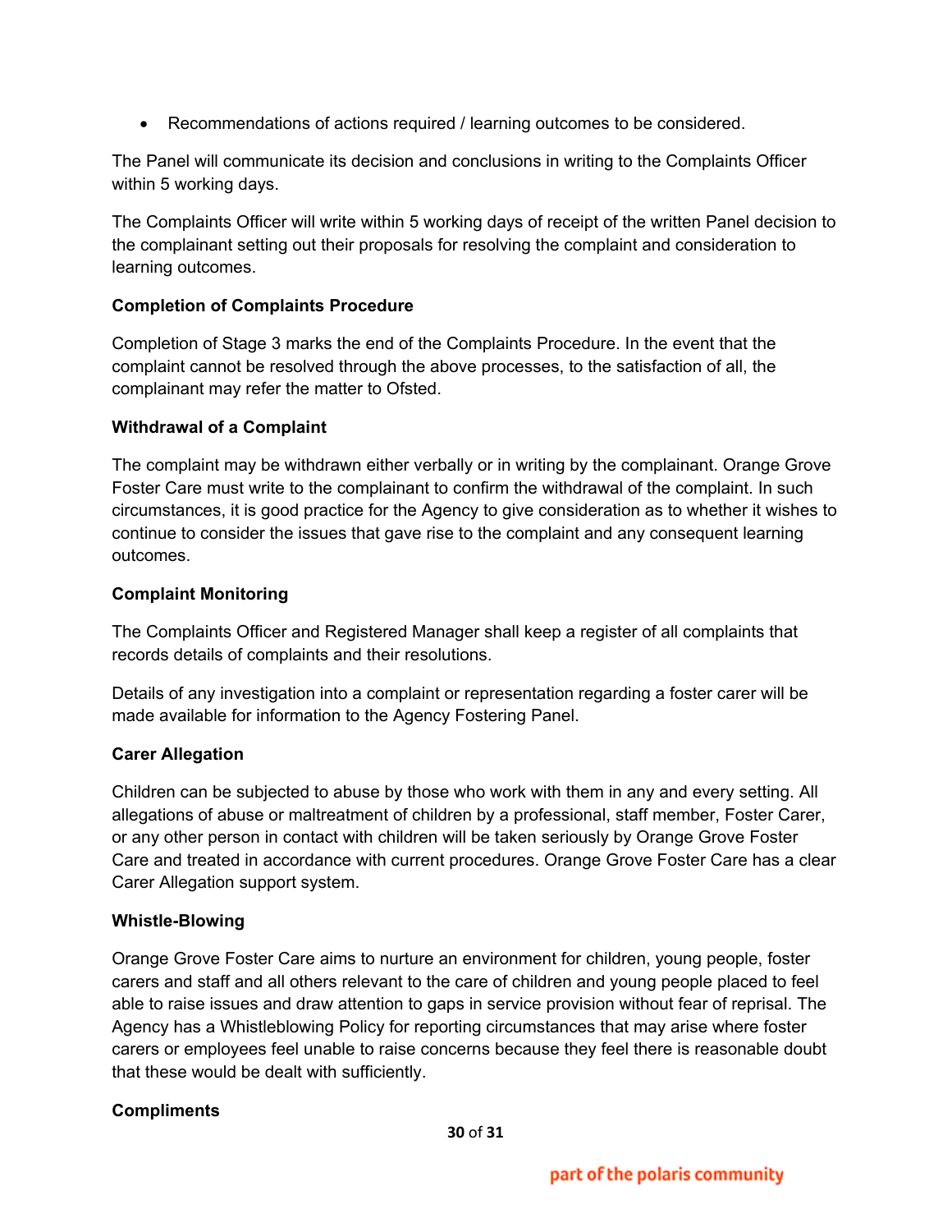- Recommendations of actions required / learning outcomes to be considered.

The Panel will communicate its decision and conclusions in writing to the Complaints Officer within 5 working days.

The Complaints Officer will write within 5 working days of receipt of the written Panel decision to the complainant setting out their proposals for resolving the complaint and consideration to learning outcomes.

**Completion of Complaints Procedure**

Completion of Stage 3 marks the end of the Complaints Procedure. In the event that the complaint cannot be resolved through the above processes, to the satisfaction of all, the complainant may refer the matter to Ofsted.

**Withdrawal of a Complaint**

The complaint may be withdrawn either verbally or in writing by the complainant. Orange Grove Foster Care must write to the complainant to confirm the withdrawal of the complaint. In such circumstances, it is good practice for the Agency to give consideration as to whether it wishes to continue to consider the issues that gave rise to the complaint and any consequent learning outcomes.

**Complaint Monitoring**

The Complaints Officer and Registered Manager shall keep a register of all complaints that records details of complaints and their resolutions.

Details of any investigation into a complaint or representation regarding a foster carer will be made available for information to the Agency Fostering Panel.

**Carer Allegation**

Children can be subjected to abuse by those who work with them in any and every setting. All allegations of abuse or maltreatment of children by a professional, staff member, Foster Carer, or any other person in contact with children will be taken seriously by Orange Grove Foster Care and treated in accordance with current procedures. Orange Grove Foster Care has a clear Carer Allegation support system.

**Whistle-Blowing**

Orange Grove Foster Care aims to nurture an environment for children, young people, foster carers and staff and all others relevant to the care of children and young people placed to feel able to raise issues and draw attention to gaps in service provision without fear of reprisal. The Agency has a Whistleblowing Policy for reporting circumstances that may arise where foster carers or employees feel unable to raise concerns because they feel there is reasonable doubt that these would be dealt with sufficiently.

**Compliments**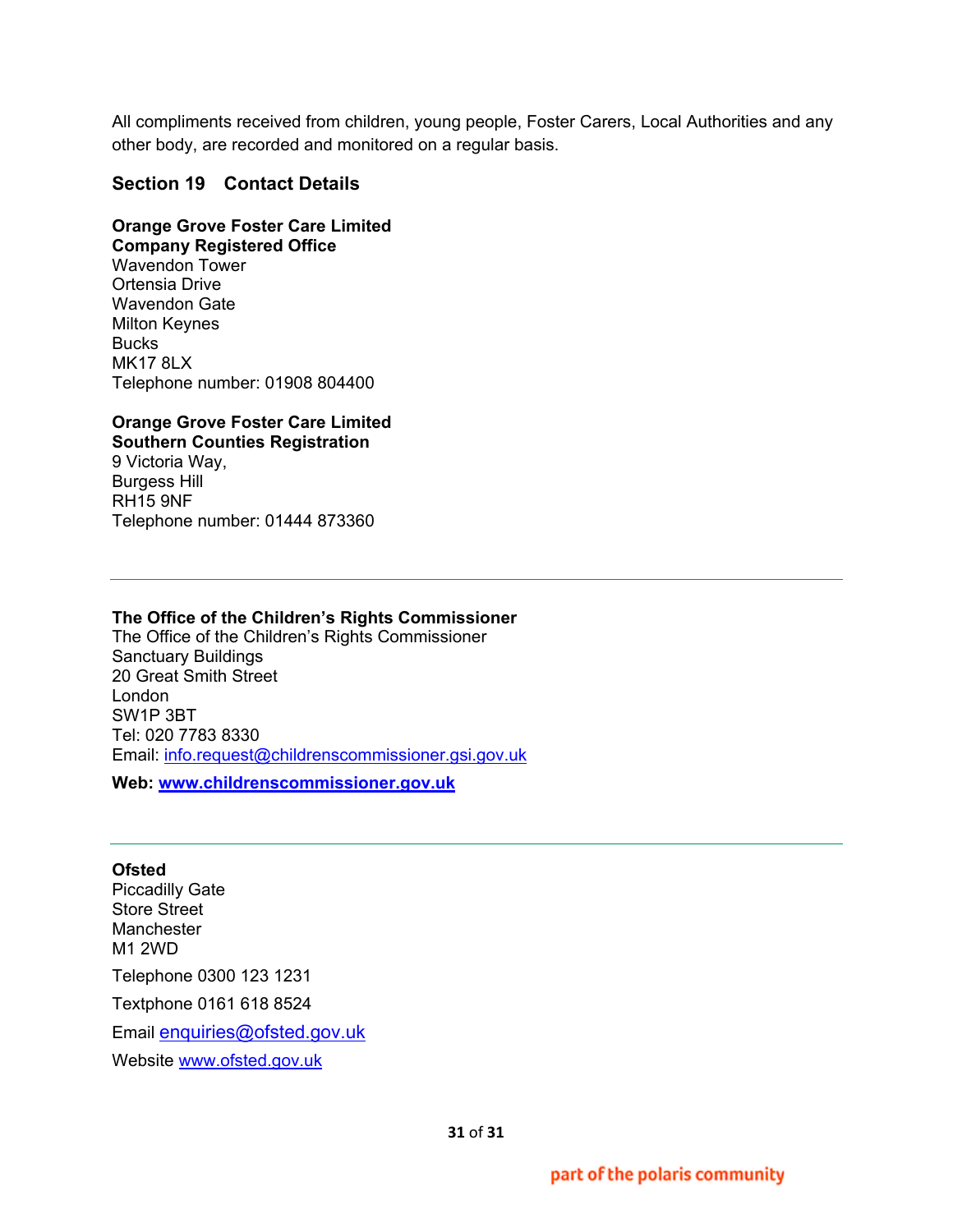All compliments received from children, young people, Foster Carers, Local Authorities and any other body, are recorded and monitored on a regular basis.

## Section 19 Contact Details

**Orange Grove Foster Care Limited**
**Company Registered Office**
Wavendon Tower
Ortensia Drive
Wavendon Gate
Milton Keynes
Bucks
MK17 8LX
Telephone number: 01908 804400

**Orange Grove Foster Care Limited**
**Southern Counties Registration**
9 Victoria Way,
Burgess Hill
RH15 9NF
Telephone number: 01444 873360

---

**The Office of the Children's Rights Commissioner**
The Office of the Children's Rights Commissioner
Sanctuary Buildings
20 Great Smith Street
London
SW1P 3BT
Tel: 020 7783 8330
Email: info.request@childrenscommissioner.gsi.gov.uk

**Web: www.childrenscommissioner.gov.uk**

---

**Ofsted**
Piccadilly Gate
Store Street
Manchester
M1 2WD

Telephone 0300 123 1231

Textphone 0161 618 8524

Email enquiries@ofsted.gov.uk

Website www.ofsted.gov.uk